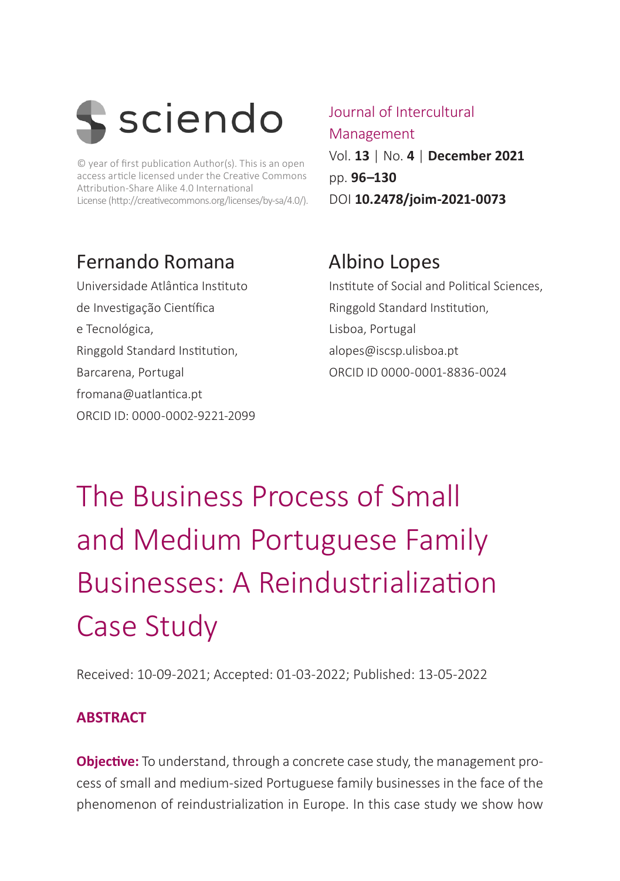sciendo

© year of first publication Author(s). This is an open access article licensed under the Creative Commons Attribution-Share Alike 4.0 International License (http://creativecommons.org/licenses/by-sa/4.0/).

Journal of Intercultural Management
Vol. **13** | No. **4** | **December 2021**
pp. **96–130**
DOI **10.2478/joim-2021-0073**

## Fernando Romana

Universidade Atlântica Instituto de Investigação Científica e Tecnológica,
Ringgold Standard Institution,
Barcarena, Portugal
fromana@uatlantica.pt
ORCID ID: 0000-0002-9221-2099

## Albino Lopes

Institute of Social and Political Sciences,
Ringgold Standard Institution,
Lisboa, Portugal
alopes@iscsp.ulisboa.pt
ORCID ID 0000-0001-8836-0024

# The Business Process of Small and Medium Portuguese Family Businesses: A Reindustrialization Case Study

Received: 10-09-2021; Accepted: 01-03-2022; Published: 13-05-2022

### ABSTRACT

**Objective:** To understand, through a concrete case study, the management process of small and medium-sized Portuguese family businesses in the face of the phenomenon of reindustrialization in Europe. In this case study we show how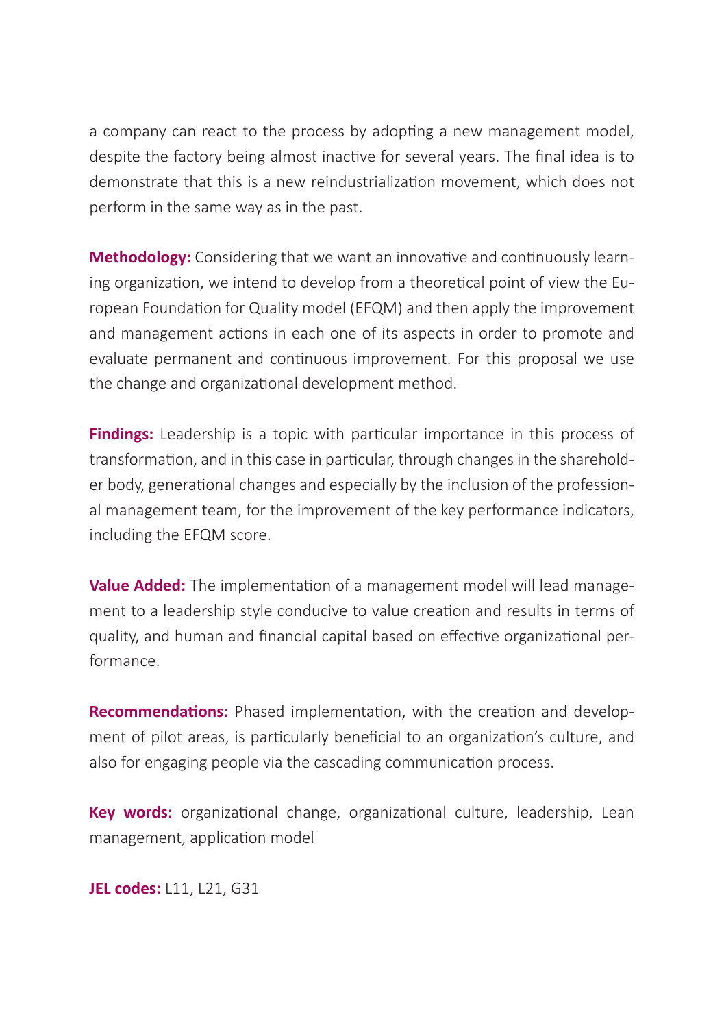a company can react to the process by adopting a new management model, despite the factory being almost inactive for several years. The final idea is to demonstrate that this is a new reindustrialization movement, which does not perform in the same way as in the past.

**Methodology:** Considering that we want an innovative and continuously learning organization, we intend to develop from a theoretical point of view the European Foundation for Quality model (EFQM) and then apply the improvement and management actions in each one of its aspects in order to promote and evaluate permanent and continuous improvement. For this proposal we use the change and organizational development method.

**Findings:** Leadership is a topic with particular importance in this process of transformation, and in this case in particular, through changes in the shareholder body, generational changes and especially by the inclusion of the professional management team, for the improvement of the key performance indicators, including the EFQM score.

**Value Added:** The implementation of a management model will lead management to a leadership style conducive to value creation and results in terms of quality, and human and financial capital based on effective organizational performance.

**Recommendations:** Phased implementation, with the creation and development of pilot areas, is particularly beneficial to an organization's culture, and also for engaging people via the cascading communication process.

**Key words:** organizational change, organizational culture, leadership, Lean management, application model

**JEL codes:** L11, L21, G31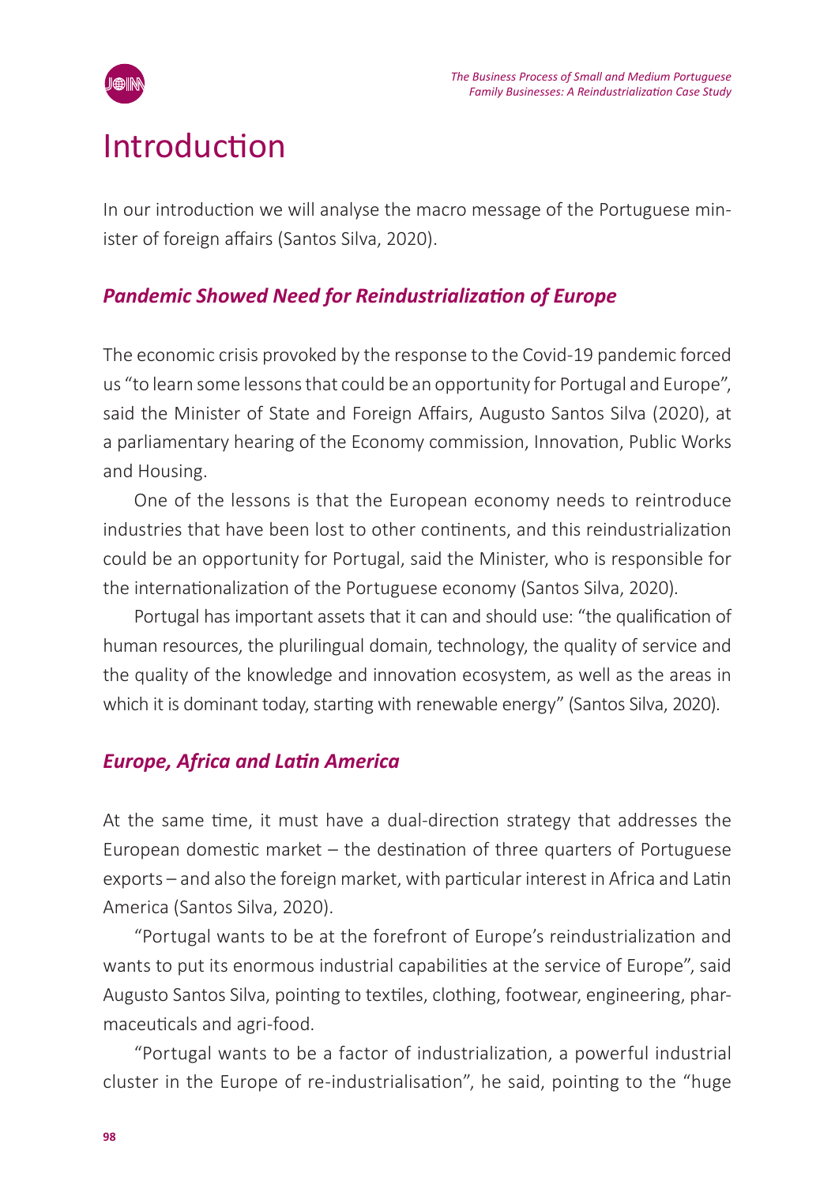# Introduction

In our introduction we will analyse the macro message of the Portuguese minister of foreign affairs (Santos Silva, 2020).

## *Pandemic Showed Need for Reindustrialization of Europe*

The economic crisis provoked by the response to the Covid-19 pandemic forced us "to learn some lessons that could be an opportunity for Portugal and Europe", said the Minister of State and Foreign Affairs, Augusto Santos Silva (2020), at a parliamentary hearing of the Economy commission, Innovation, Public Works and Housing.

One of the lessons is that the European economy needs to reintroduce industries that have been lost to other continents, and this reindustrialization could be an opportunity for Portugal, said the Minister, who is responsible for the internationalization of the Portuguese economy (Santos Silva, 2020).

Portugal has important assets that it can and should use: "the qualification of human resources, the plurilingual domain, technology, the quality of service and the quality of the knowledge and innovation ecosystem, as well as the areas in which it is dominant today, starting with renewable energy" (Santos Silva, 2020).

## *Europe, Africa and Latin America*

At the same time, it must have a dual-direction strategy that addresses the European domestic market – the destination of three quarters of Portuguese exports – and also the foreign market, with particular interest in Africa and Latin America (Santos Silva, 2020).

"Portugal wants to be at the forefront of Europe's reindustrialization and wants to put its enormous industrial capabilities at the service of Europe", said Augusto Santos Silva, pointing to textiles, clothing, footwear, engineering, pharmaceuticals and agri-food.

"Portugal wants to be a factor of industrialization, a powerful industrial cluster in the Europe of re-industrialisation", he said, pointing to the "huge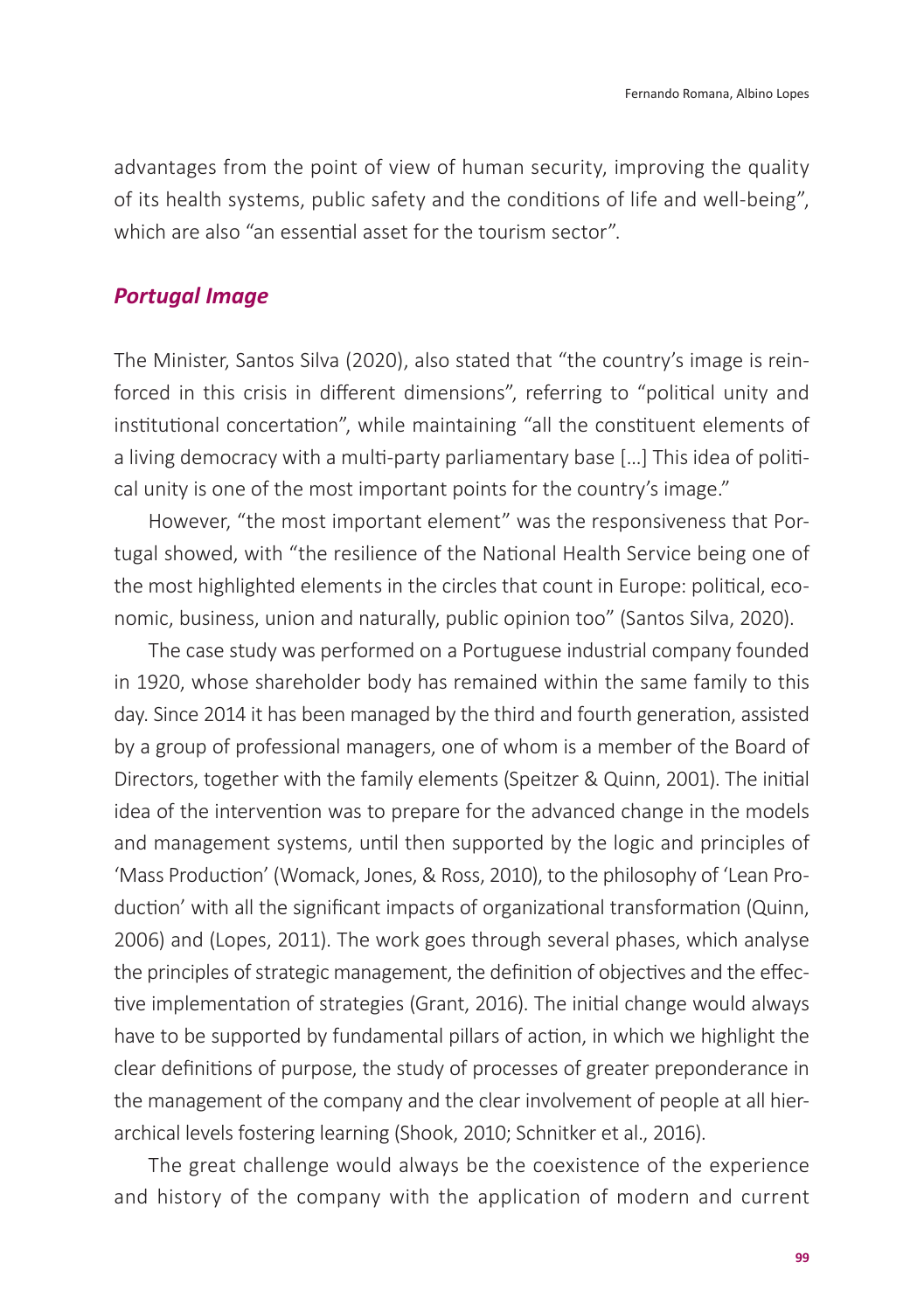advantages from the point of view of human security, improving the quality of its health systems, public safety and the conditions of life and well-being", which are also "an essential asset for the tourism sector".

### *Portugal Image*

The Minister, Santos Silva (2020), also stated that "the country's image is reinforced in this crisis in different dimensions", referring to "political unity and institutional concertation", while maintaining "all the constituent elements of a living democracy with a multi-party parliamentary base [...] This idea of political unity is one of the most important points for the country's image."

However, "the most important element" was the responsiveness that Portugal showed, with "the resilience of the National Health Service being one of the most highlighted elements in the circles that count in Europe: political, economic, business, union and naturally, public opinion too" (Santos Silva, 2020).

The case study was performed on a Portuguese industrial company founded in 1920, whose shareholder body has remained within the same family to this day. Since 2014 it has been managed by the third and fourth generation, assisted by a group of professional managers, one of whom is a member of the Board of Directors, together with the family elements (Speitzer & Quinn, 2001). The initial idea of the intervention was to prepare for the advanced change in the models and management systems, until then supported by the logic and principles of 'Mass Production' (Womack, Jones, & Ross, 2010), to the philosophy of 'Lean Production' with all the significant impacts of organizational transformation (Quinn, 2006) and (Lopes, 2011). The work goes through several phases, which analyse the principles of strategic management, the definition of objectives and the effective implementation of strategies (Grant, 2016). The initial change would always have to be supported by fundamental pillars of action, in which we highlight the clear definitions of purpose, the study of processes of greater preponderance in the management of the company and the clear involvement of people at all hierarchical levels fostering learning (Shook, 2010; Schnitker et al., 2016).

The great challenge would always be the coexistence of the experience and history of the company with the application of modern and current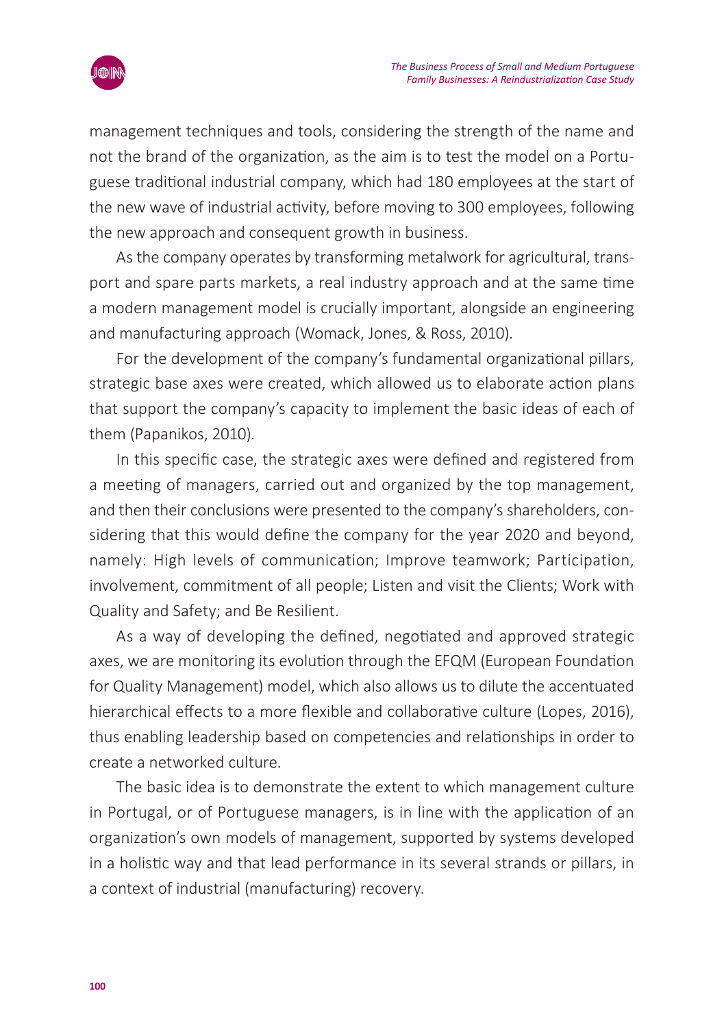management techniques and tools, considering the strength of the name and not the brand of the organization, as the aim is to test the model on a Portuguese traditional industrial company, which had 180 employees at the start of the new wave of industrial activity, before moving to 300 employees, following the new approach and consequent growth in business.

As the company operates by transforming metalwork for agricultural, transport and spare parts markets, a real industry approach and at the same time a modern management model is crucially important, alongside an engineering and manufacturing approach (Womack, Jones, & Ross, 2010).

For the development of the company's fundamental organizational pillars, strategic base axes were created, which allowed us to elaborate action plans that support the company's capacity to implement the basic ideas of each of them (Papanikos, 2010).

In this specific case, the strategic axes were defined and registered from a meeting of managers, carried out and organized by the top management, and then their conclusions were presented to the company's shareholders, considering that this would define the company for the year 2020 and beyond, namely: High levels of communication; Improve teamwork; Participation, involvement, commitment of all people; Listen and visit the Clients; Work with Quality and Safety; and Be Resilient.

As a way of developing the defined, negotiated and approved strategic axes, we are monitoring its evolution through the EFQM (European Foundation for Quality Management) model, which also allows us to dilute the accentuated hierarchical effects to a more flexible and collaborative culture (Lopes, 2016), thus enabling leadership based on competencies and relationships in order to create a networked culture.

The basic idea is to demonstrate the extent to which management culture in Portugal, or of Portuguese managers, is in line with the application of an organization's own models of management, supported by systems developed in a holistic way and that lead performance in its several strands or pillars, in a context of industrial (manufacturing) recovery.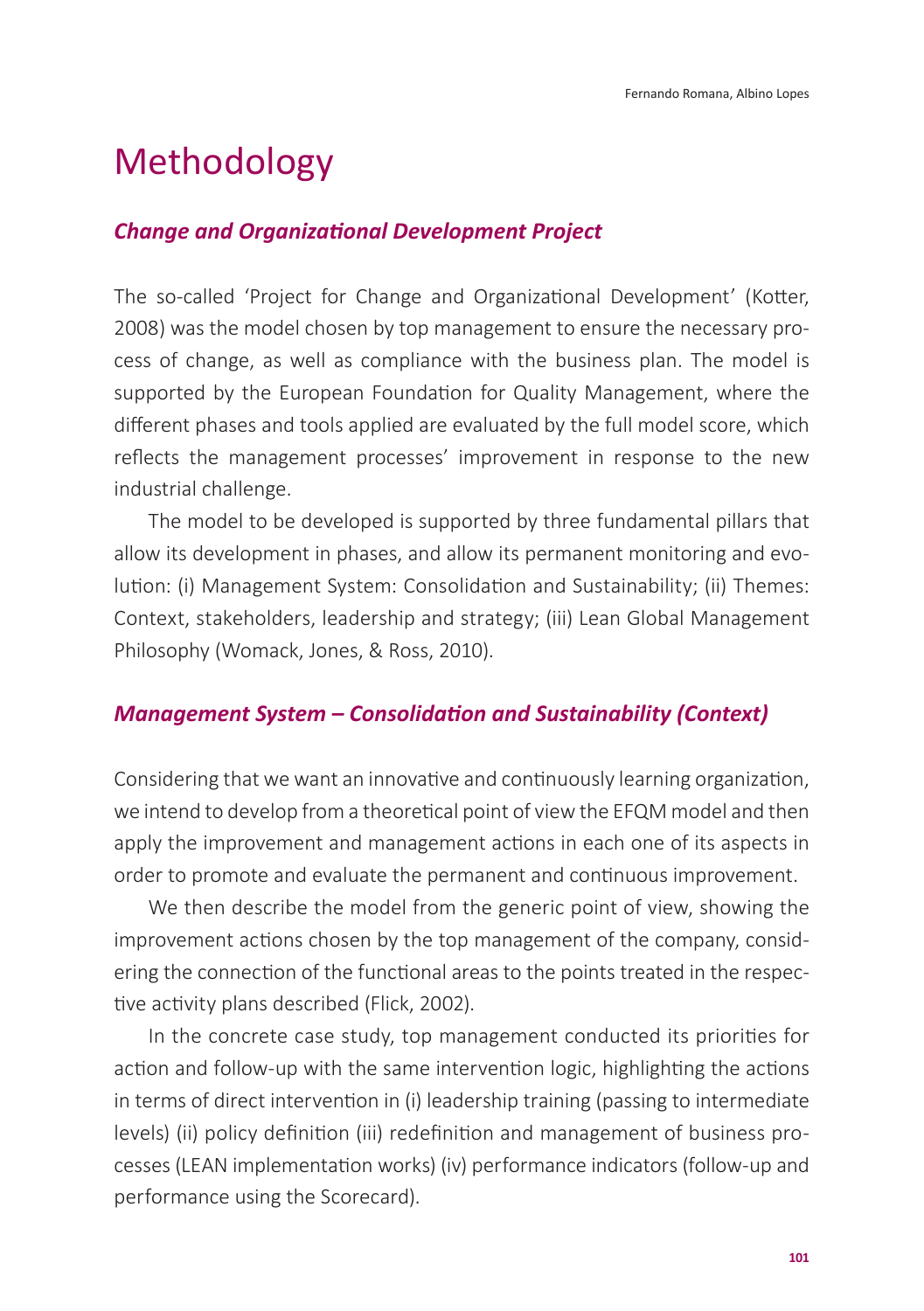# Methodology

### *Change and Organizational Development Project*

The so-called 'Project for Change and Organizational Development' (Kotter, 2008) was the model chosen by top management to ensure the necessary process of change, as well as compliance with the business plan. The model is supported by the European Foundation for Quality Management, where the different phases and tools applied are evaluated by the full model score, which reflects the management processes' improvement in response to the new industrial challenge.

The model to be developed is supported by three fundamental pillars that allow its development in phases, and allow its permanent monitoring and evolution: (i) Management System: Consolidation and Sustainability; (ii) Themes: Context, stakeholders, leadership and strategy; (iii) Lean Global Management Philosophy (Womack, Jones, & Ross, 2010).

### *Management System – Consolidation and Sustainability (Context)*

Considering that we want an innovative and continuously learning organization, we intend to develop from a theoretical point of view the EFQM model and then apply the improvement and management actions in each one of its aspects in order to promote and evaluate the permanent and continuous improvement.

We then describe the model from the generic point of view, showing the improvement actions chosen by the top management of the company, considering the connection of the functional areas to the points treated in the respective activity plans described (Flick, 2002).

In the concrete case study, top management conducted its priorities for action and follow-up with the same intervention logic, highlighting the actions in terms of direct intervention in (i) leadership training (passing to intermediate levels) (ii) policy definition (iii) redefinition and management of business processes (LEAN implementation works) (iv) performance indicators (follow-up and performance using the Scorecard).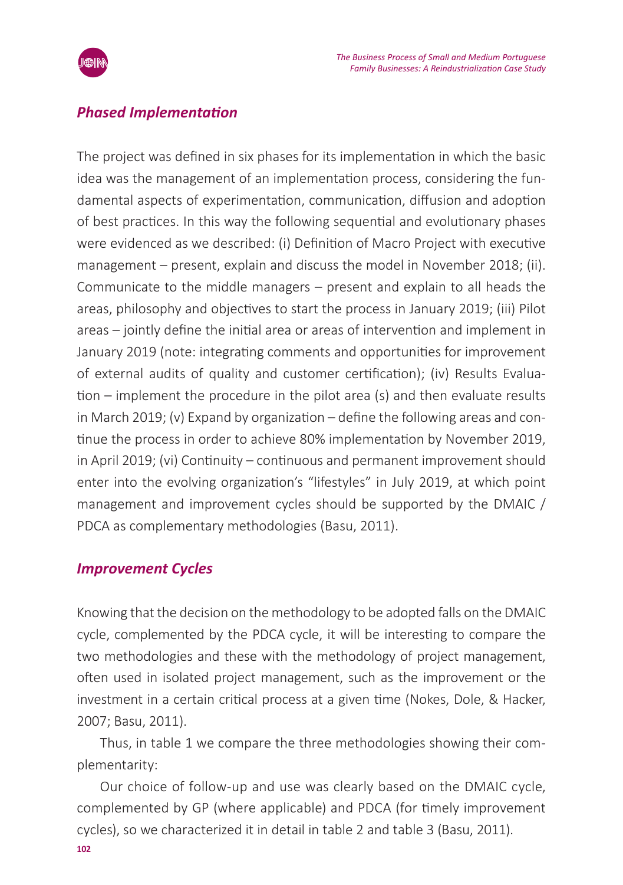## *Phased Implementation*

The project was defined in six phases for its implementation in which the basic idea was the management of an implementation process, considering the fundamental aspects of experimentation, communication, diffusion and adoption of best practices. In this way the following sequential and evolutionary phases were evidenced as we described: (i) Definition of Macro Project with executive management – present, explain and discuss the model in November 2018; (ii). Communicate to the middle managers – present and explain to all heads the areas, philosophy and objectives to start the process in January 2019; (iii) Pilot areas – jointly define the initial area or areas of intervention and implement in January 2019 (note: integrating comments and opportunities for improvement of external audits of quality and customer certification); (iv) Results Evaluation – implement the procedure in the pilot area (s) and then evaluate results in March 2019; (v) Expand by organization – define the following areas and continue the process in order to achieve 80% implementation by November 2019, in April 2019; (vi) Continuity – continuous and permanent improvement should enter into the evolving organization's "lifestyles" in July 2019, at which point management and improvement cycles should be supported by the DMAIC / PDCA as complementary methodologies (Basu, 2011).

## *Improvement Cycles*

Knowing that the decision on the methodology to be adopted falls on the DMAIC cycle, complemented by the PDCA cycle, it will be interesting to compare the two methodologies and these with the methodology of project management, often used in isolated project management, such as the improvement or the investment in a certain critical process at a given time (Nokes, Dole, & Hacker, 2007; Basu, 2011).

Thus, in table 1 we compare the three methodologies showing their complementarity:

Our choice of follow-up and use was clearly based on the DMAIC cycle, complemented by GP (where applicable) and PDCA (for timely improvement cycles), so we characterized it in detail in table 2 and table 3 (Basu, 2011).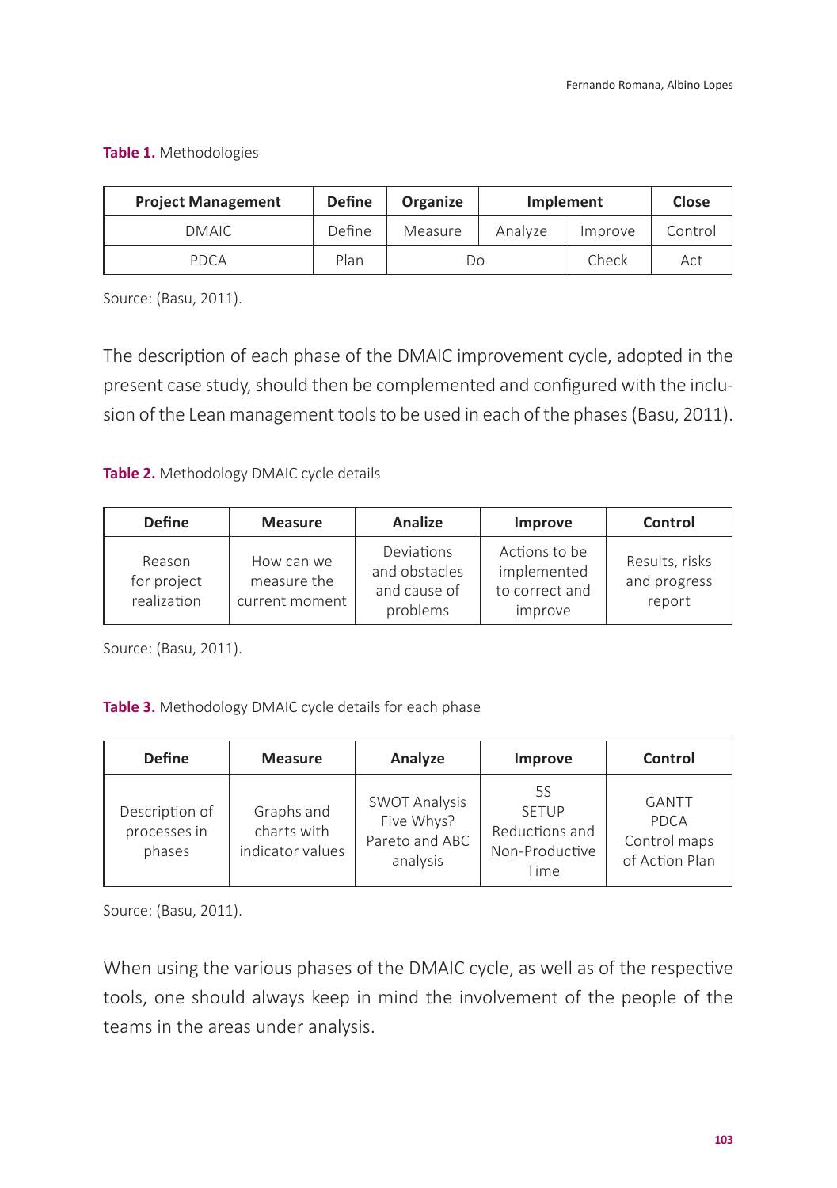**Table 1.** Methodologies

| Project Management | Define | Organize | Implement | | Close |
|---|---|---|---|---|---|
| DMAIC | Define | Measure | Analyze | Improve | Control |
| PDCA | Plan | Do | | Check | Act |

Source: (Basu, 2011).

The description of each phase of the DMAIC improvement cycle, adopted in the present case study, should then be complemented and configured with the inclusion of the Lean management tools to be used in each of the phases (Basu, 2011).

**Table 2.** Methodology DMAIC cycle details

| Define | Measure | Analize | Improve | Control |
|---|---|---|---|---|
| Reason for project realization | How can we measure the current moment | Deviations and obstacles and cause of problems | Actions to be implemented to correct and improve | Results, risks and progress report |

Source: (Basu, 2011).

**Table 3.** Methodology DMAIC cycle details for each phase

| Define | Measure | Analyze | Improve | Control |
|---|---|---|---|---|
| Description of processes in phases | Graphs and charts with indicator values | SWOT Analysis<br>Five Whys?<br>Pareto and ABC analysis | 5S<br>SETUP<br>Reductions and Non-Productive Time | GANTT<br>PDCA<br>Control maps of Action Plan |

Source: (Basu, 2011).

When using the various phases of the DMAIC cycle, as well as of the respective tools, one should always keep in mind the involvement of the people of the teams in the areas under analysis.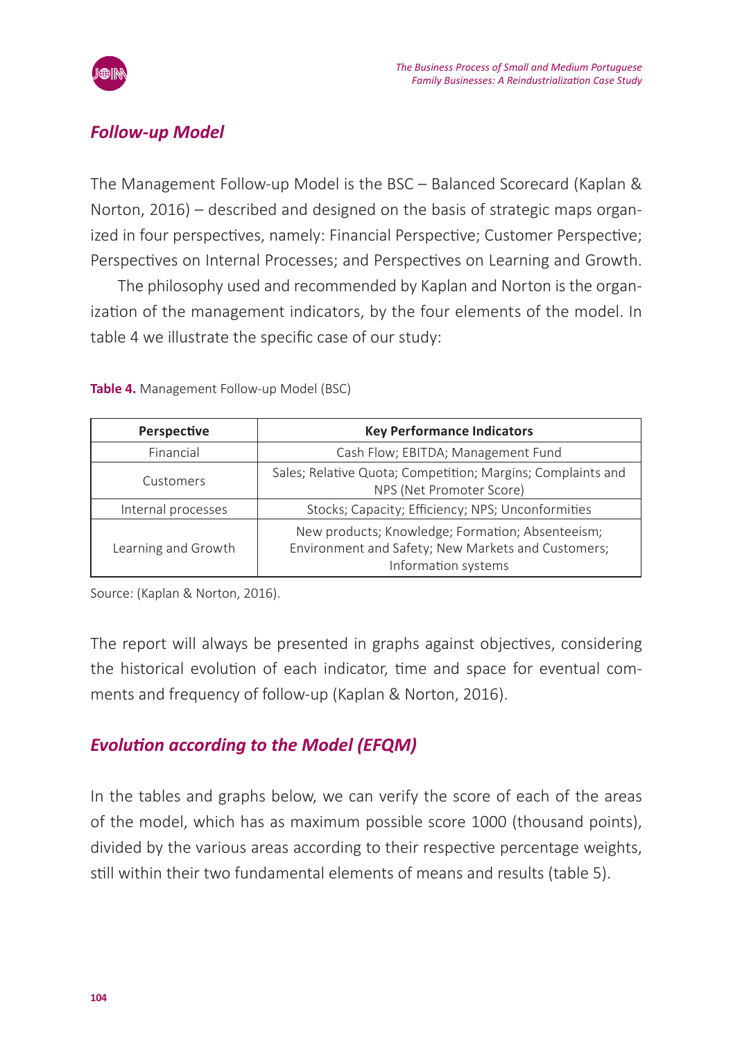## *Follow-up Model*

The Management Follow-up Model is the BSC – Balanced Scorecard (Kaplan & Norton, 2016) – described and designed on the basis of strategic maps organized in four perspectives, namely: Financial Perspective; Customer Perspective; Perspectives on Internal Processes; and Perspectives on Learning and Growth.

The philosophy used and recommended by Kaplan and Norton is the organization of the management indicators, by the four elements of the model. In table 4 we illustrate the specific case of our study:

**Table 4.** Management Follow-up Model (BSC)

| Perspective | Key Performance Indicators |
|---|---|
| Financial | Cash Flow; EBITDA; Management Fund |
| Customers | Sales; Relative Quota; Competition; Margins; Complaints and NPS (Net Promoter Score) |
| Internal processes | Stocks; Capacity; Efficiency; NPS; Unconformities |
| Learning and Growth | New products; Knowledge; Formation; Absenteeism; Environment and Safety; New Markets and Customers; Information systems |

Source: (Kaplan & Norton, 2016).

The report will always be presented in graphs against objectives, considering the historical evolution of each indicator, time and space for eventual comments and frequency of follow-up (Kaplan & Norton, 2016).

## *Evolution according to the Model (EFQM)*

In the tables and graphs below, we can verify the score of each of the areas of the model, which has as maximum possible score 1000 (thousand points), divided by the various areas according to their respective percentage weights, still within their two fundamental elements of means and results (table 5).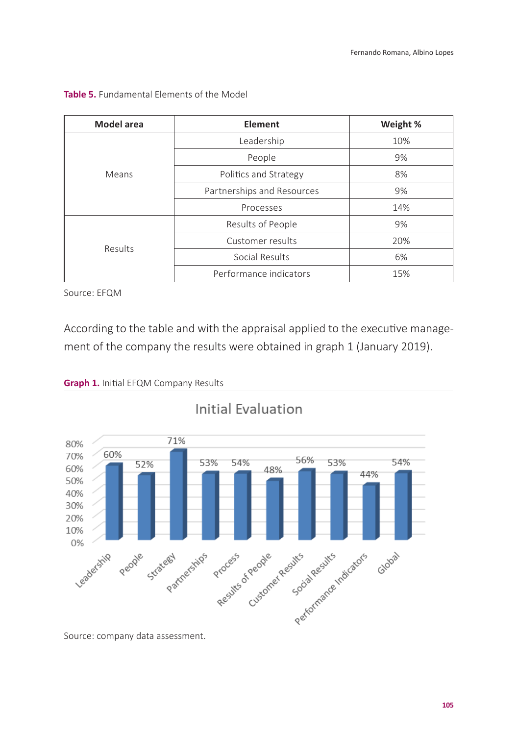**Table 5.** Fundamental Elements of the Model

| Model area | Element | Weight % |
|---|---|---|
| Means | Leadership | 10% |
| | People | 9% |
| | Politics and Strategy | 8% |
| | Partnerships and Resources | 9% |
| | Processes | 14% |
| Results | Results of People | 9% |
| | Customer results | 20% |
| | Social Results | 6% |
| | Performance indicators | 15% |

Source: EFQM

According to the table and with the appraisal applied to the executive management of the company the results were obtained in graph 1 (January 2019).

**Graph 1.** Initial EFQM Company Results

Initial Evaluation

| Leadership | People | Strategy | Partnerships | Process | Results of People | Customer Results | Social Results | Performance Indicators | Global |
|---|---|---|---|---|---|---|---|---|---|
| 60% | 52% | 71% | 53% | 54% | 48% | 56% | 53% | 44% | 54% |

Source: company data assessment.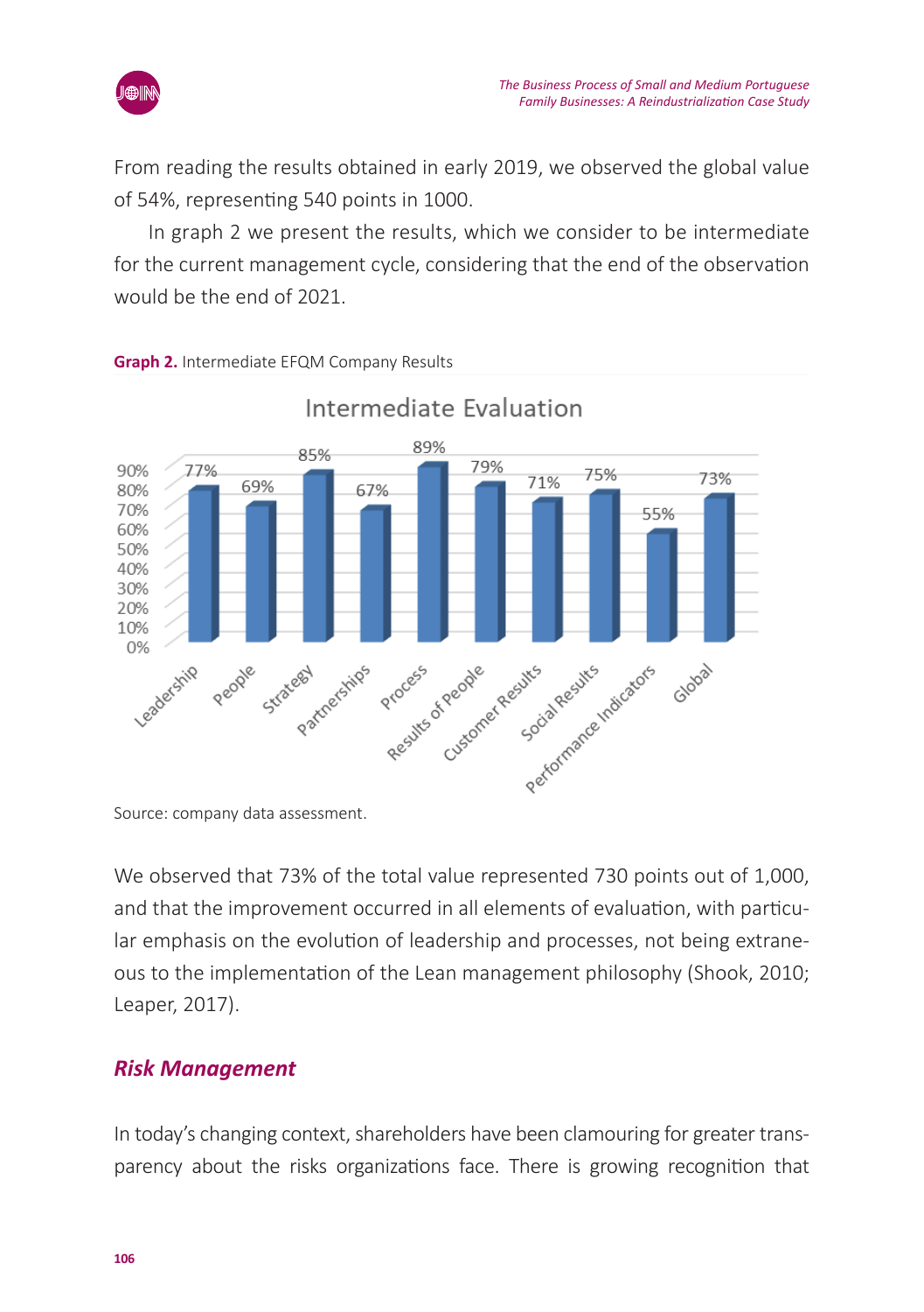From reading the results obtained in early 2019, we observed the global value of 54%, representing 540 points in 1000.

In graph 2 we present the results, which we consider to be intermediate for the current management cycle, considering that the end of the observation would be the end of 2021.

**Graph 2.** Intermediate EFQM Company Results

Intermediate Evaluation

| Criterion | Value |
|---|---|
| Leadership | 77% |
| People | 69% |
| Strategy | 85% |
| Partnerships | 67% |
| Process | 89% |
| Results of People | 79% |
| Customer Results | 71% |
| Social Results | 75% |
| Performance Indicators | 55% |
| Global | 73% |

Source: company data assessment.

We observed that 73% of the total value represented 730 points out of 1,000, and that the improvement occurred in all elements of evaluation, with particular emphasis on the evolution of leadership and processes, not being extraneous to the implementation of the Lean management philosophy (Shook, 2010; Leaper, 2017).

## *Risk Management*

In today's changing context, shareholders have been clamouring for greater transparency about the risks organizations face. There is growing recognition that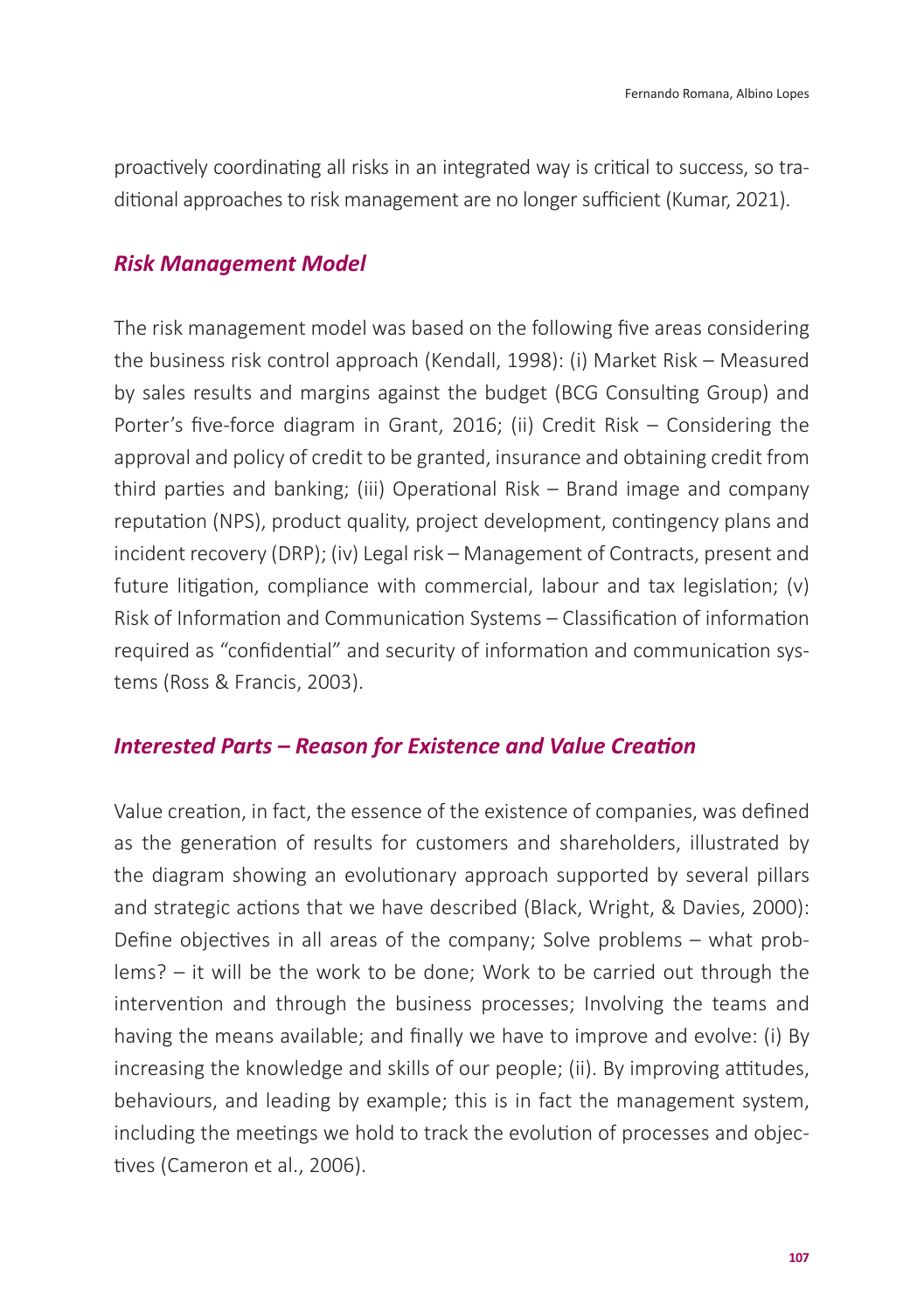proactively coordinating all risks in an integrated way is critical to success, so traditional approaches to risk management are no longer sufficient (Kumar, 2021).

## *Risk Management Model*

The risk management model was based on the following five areas considering the business risk control approach (Kendall, 1998): (i) Market Risk – Measured by sales results and margins against the budget (BCG Consulting Group) and Porter's five-force diagram in Grant, 2016; (ii) Credit Risk – Considering the approval and policy of credit to be granted, insurance and obtaining credit from third parties and banking; (iii) Operational Risk – Brand image and company reputation (NPS), product quality, project development, contingency plans and incident recovery (DRP); (iv) Legal risk – Management of Contracts, present and future litigation, compliance with commercial, labour and tax legislation; (v) Risk of Information and Communication Systems – Classification of information required as "confidential" and security of information and communication systems (Ross & Francis, 2003).

## *Interested Parts – Reason for Existence and Value Creation*

Value creation, in fact, the essence of the existence of companies, was defined as the generation of results for customers and shareholders, illustrated by the diagram showing an evolutionary approach supported by several pillars and strategic actions that we have described (Black, Wright, & Davies, 2000): Define objectives in all areas of the company; Solve problems – what problems? – it will be the work to be done; Work to be carried out through the intervention and through the business processes; Involving the teams and having the means available; and finally we have to improve and evolve: (i) By increasing the knowledge and skills of our people; (ii). By improving attitudes, behaviours, and leading by example; this is in fact the management system, including the meetings we hold to track the evolution of processes and objectives (Cameron et al., 2006).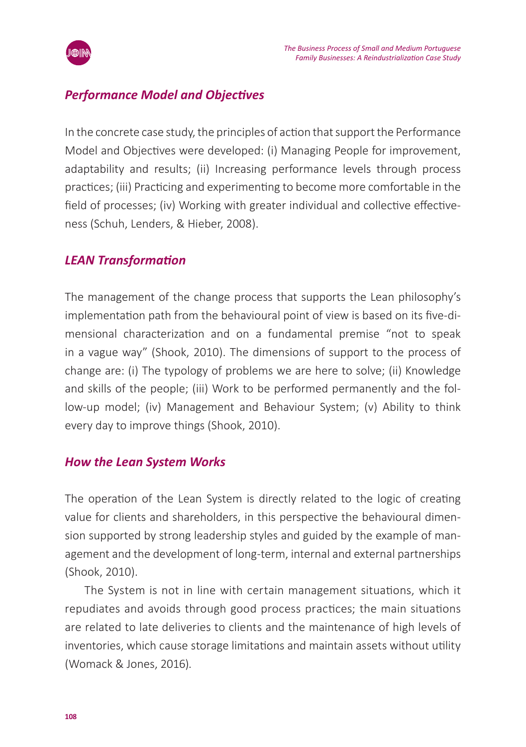### *Performance Model and Objectives*

In the concrete case study, the principles of action that support the Performance Model and Objectives were developed: (i) Managing People for improvement, adaptability and results; (ii) Increasing performance levels through process practices; (iii) Practicing and experimenting to become more comfortable in the field of processes; (iv) Working with greater individual and collective effectiveness (Schuh, Lenders, & Hieber, 2008).

### *LEAN Transformation*

The management of the change process that supports the Lean philosophy's implementation path from the behavioural point of view is based on its five-dimensional characterization and on a fundamental premise "not to speak in a vague way" (Shook, 2010). The dimensions of support to the process of change are: (i) The typology of problems we are here to solve; (ii) Knowledge and skills of the people; (iii) Work to be performed permanently and the follow-up model; (iv) Management and Behaviour System; (v) Ability to think every day to improve things (Shook, 2010).

### *How the Lean System Works*

The operation of the Lean System is directly related to the logic of creating value for clients and shareholders, in this perspective the behavioural dimension supported by strong leadership styles and guided by the example of management and the development of long-term, internal and external partnerships (Shook, 2010).

The System is not in line with certain management situations, which it repudiates and avoids through good process practices; the main situations are related to late deliveries to clients and the maintenance of high levels of inventories, which cause storage limitations and maintain assets without utility (Womack & Jones, 2016).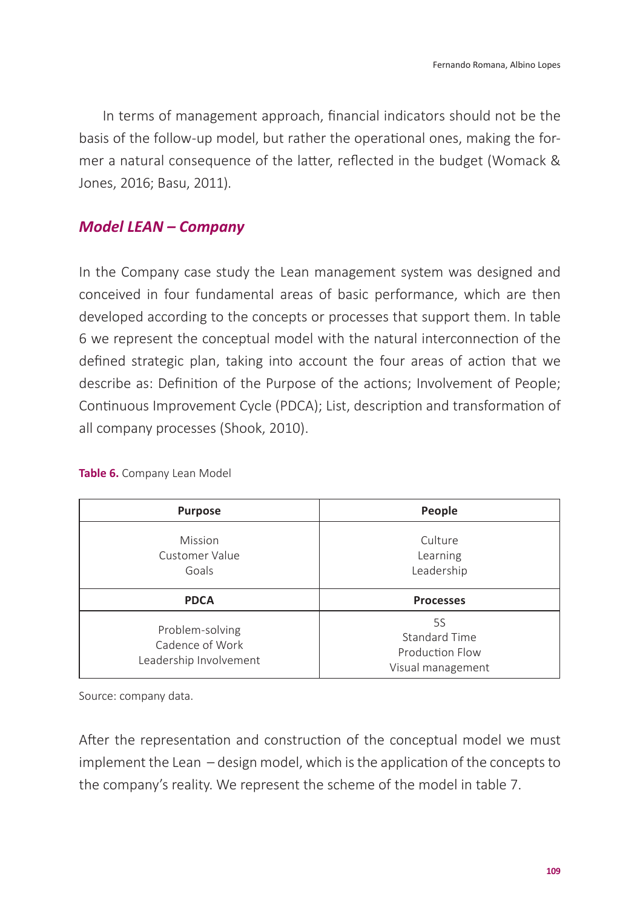In terms of management approach, financial indicators should not be the basis of the follow-up model, but rather the operational ones, making the former a natural consequence of the latter, reflected in the budget (Womack & Jones, 2016; Basu, 2011).

## *Model LEAN – Company*

In the Company case study the Lean management system was designed and conceived in four fundamental areas of basic performance, which are then developed according to the concepts or processes that support them. In table 6 we represent the conceptual model with the natural interconnection of the defined strategic plan, taking into account the four areas of action that we describe as: Definition of the Purpose of the actions; Involvement of People; Continuous Improvement Cycle (PDCA); List, description and transformation of all company processes (Shook, 2010).

**Table 6.** Company Lean Model

| **Purpose** | **People** |
|---|---|
| Mission<br>Customer Value<br>Goals | Culture<br>Learning<br>Leadership |
| **PDCA** | **Processes** |
| Problem-solving<br>Cadence of Work<br>Leadership Involvement | 5S<br>Standard Time<br>Production Flow<br>Visual management |

Source: company data.

After the representation and construction of the conceptual model we must implement the Lean – design model, which is the application of the concepts to the company's reality. We represent the scheme of the model in table 7.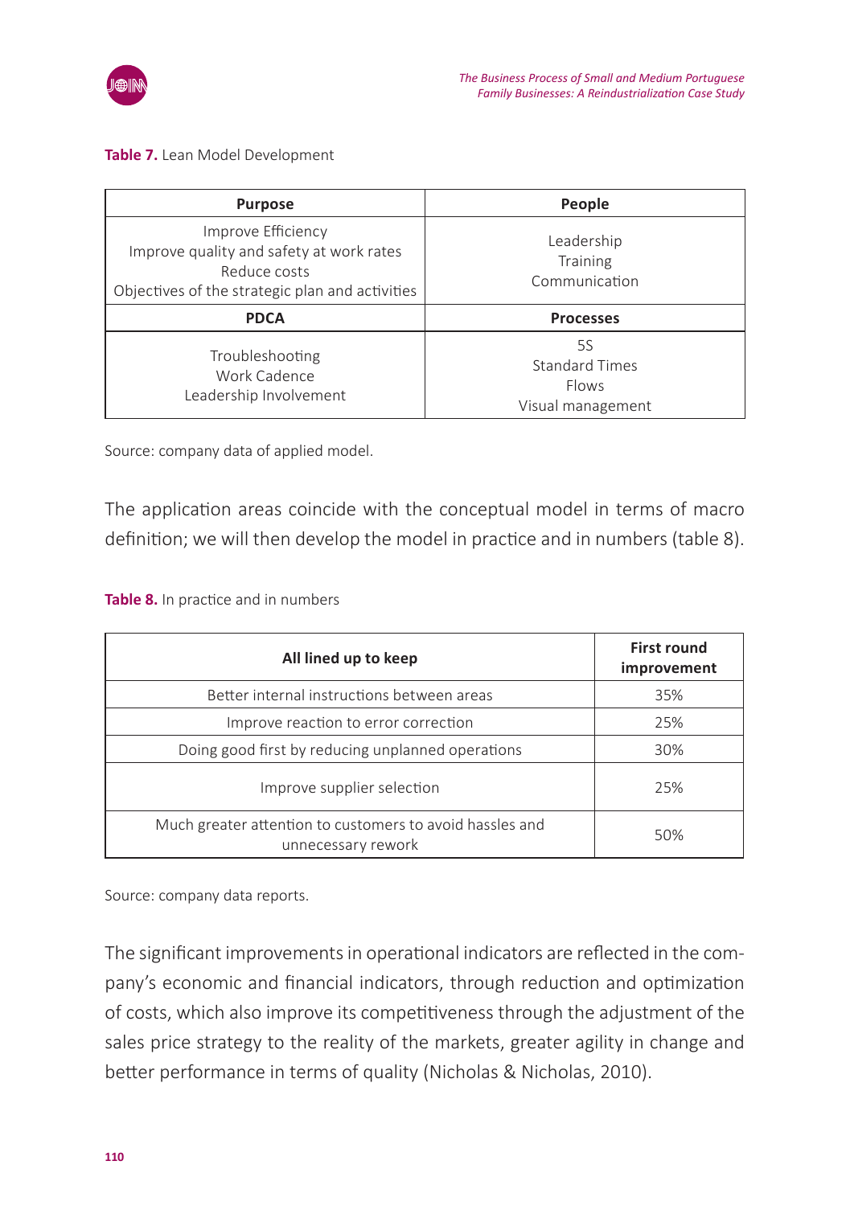**Table 7.** Lean Model Development

| Purpose | People |
|---|---|
| Improve Efficiency<br>Improve quality and safety at work rates<br>Reduce costs<br>Objectives of the strategic plan and activities | Leadership<br>Training<br>Communication |
| **PDCA** | **Processes** |
| Troubleshooting<br>Work Cadence<br>Leadership Involvement | 5S<br>Standard Times<br>Flows<br>Visual management |

Source: company data of applied model.

The application areas coincide with the conceptual model in terms of macro definition; we will then develop the model in practice and in numbers (table 8).

**Table 8.** In practice and in numbers

| All lined up to keep | First round improvement |
|---|---|
| Better internal instructions between areas | 35% |
| Improve reaction to error correction | 25% |
| Doing good first by reducing unplanned operations | 30% |
| Improve supplier selection | 25% |
| Much greater attention to customers to avoid hassles and unnecessary rework | 50% |

Source: company data reports.

The significant improvements in operational indicators are reflected in the company's economic and financial indicators, through reduction and optimization of costs, which also improve its competitiveness through the adjustment of the sales price strategy to the reality of the markets, greater agility in change and better performance in terms of quality (Nicholas & Nicholas, 2010).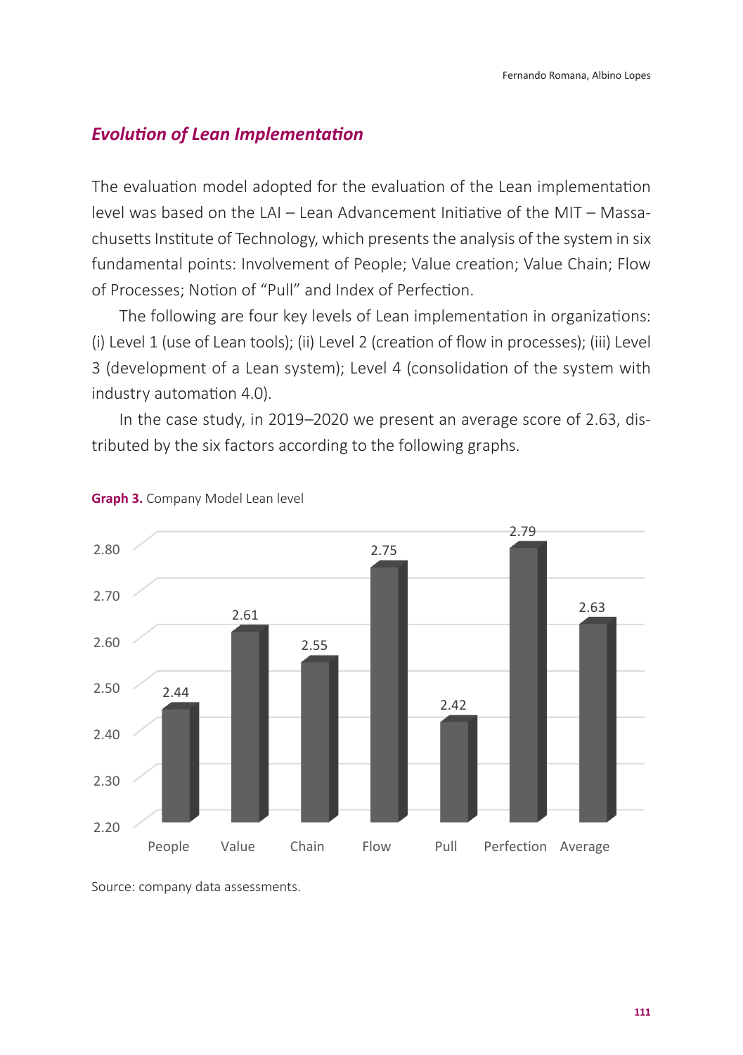## *Evolution of Lean Implementation*

The evaluation model adopted for the evaluation of the Lean implementation level was based on the LAI – Lean Advancement Initiative of the MIT – Massachusetts Institute of Technology, which presents the analysis of the system in six fundamental points: Involvement of People; Value creation; Value Chain; Flow of Processes; Notion of "Pull" and Index of Perfection.

The following are four key levels of Lean implementation in organizations: (i) Level 1 (use of Lean tools); (ii) Level 2 (creation of flow in processes); (iii) Level 3 (development of a Lean system); Level 4 (consolidation of the system with industry automation 4.0).

In the case study, in 2019–2020 we present an average score of 2.63, distributed by the six factors according to the following graphs.

**Graph 3.** Company Model Lean level

| People | Value | Chain | Flow | Pull | Perfection | Average |
|---|---|---|---|---|---|---|
| 2.44 | 2.61 | 2.55 | 2.75 | 2.42 | 2.79 | 2.63 |

Source: company data assessments.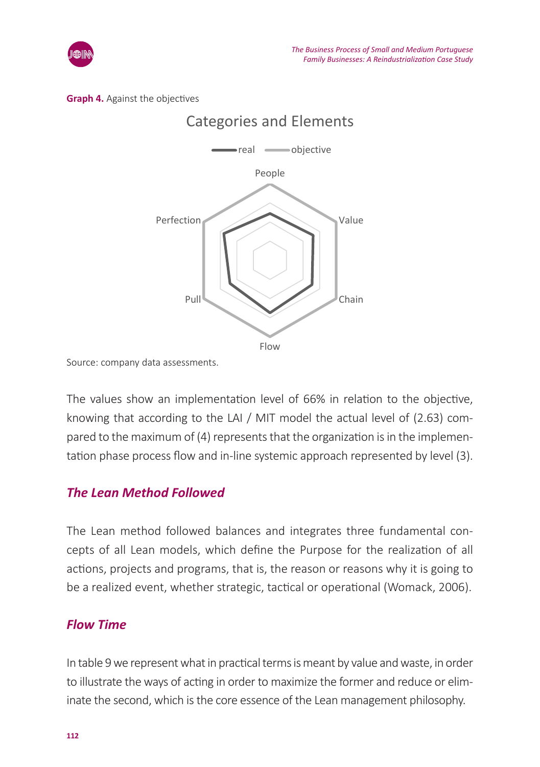**Graph 4.** Against the objectives

Source: company data assessments.

The values show an implementation level of 66% in relation to the objective, knowing that according to the LAI / MIT model the actual level of (2.63) compared to the maximum of (4) represents that the organization is in the implementation phase process flow and in-line systemic approach represented by level (3).

## *The Lean Method Followed*

The Lean method followed balances and integrates three fundamental concepts of all Lean models, which define the Purpose for the realization of all actions, projects and programs, that is, the reason or reasons why it is going to be a realized event, whether strategic, tactical or operational (Womack, 2006).

## *Flow Time*

In table 9 we represent what in practical terms is meant by value and waste, in order to illustrate the ways of acting in order to maximize the former and reduce or eliminate the second, which is the core essence of the Lean management philosophy.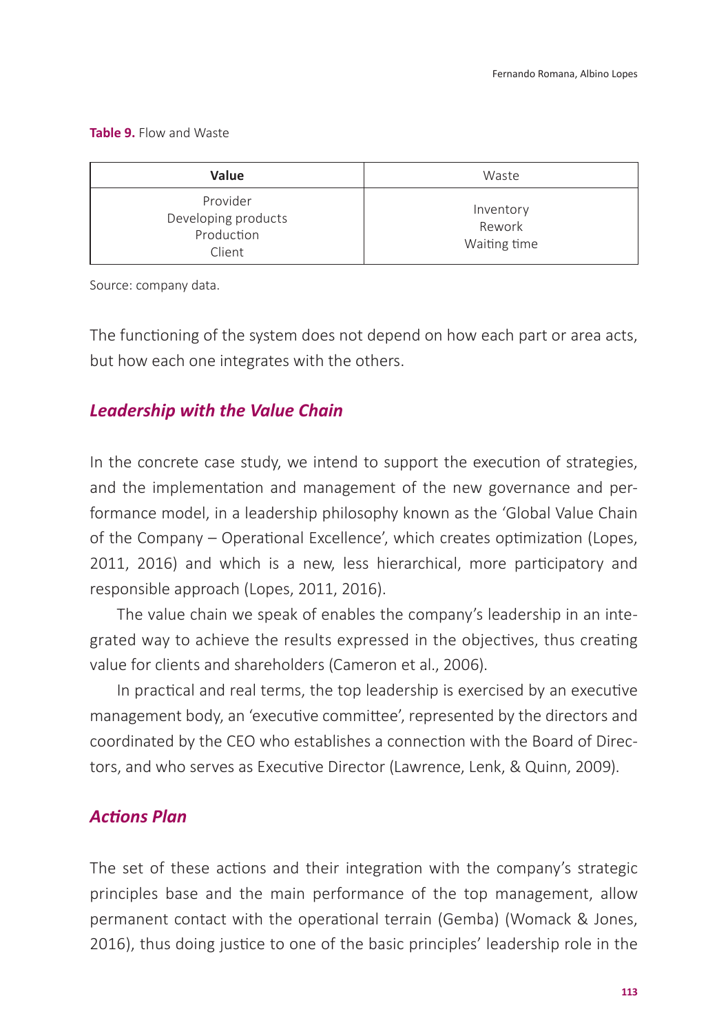**Table 9.** Flow and Waste

| Value | Waste |
|---|---|
| Provider<br>Developing products<br>Production<br>Client | Inventory<br>Rework<br>Waiting time |

Source: company data.

The functioning of the system does not depend on how each part or area acts, but how each one integrates with the others.

### *Leadership with the Value Chain*

In the concrete case study, we intend to support the execution of strategies, and the implementation and management of the new governance and performance model, in a leadership philosophy known as the 'Global Value Chain of the Company – Operational Excellence', which creates optimization (Lopes, 2011, 2016) and which is a new, less hierarchical, more participatory and responsible approach (Lopes, 2011, 2016).

The value chain we speak of enables the company's leadership in an integrated way to achieve the results expressed in the objectives, thus creating value for clients and shareholders (Cameron et al., 2006).

In practical and real terms, the top leadership is exercised by an executive management body, an 'executive committee', represented by the directors and coordinated by the CEO who establishes a connection with the Board of Directors, and who serves as Executive Director (Lawrence, Lenk, & Quinn, 2009).

### *Actions Plan*

The set of these actions and their integration with the company's strategic principles base and the main performance of the top management, allow permanent contact with the operational terrain (Gemba) (Womack & Jones, 2016), thus doing justice to one of the basic principles' leadership role in the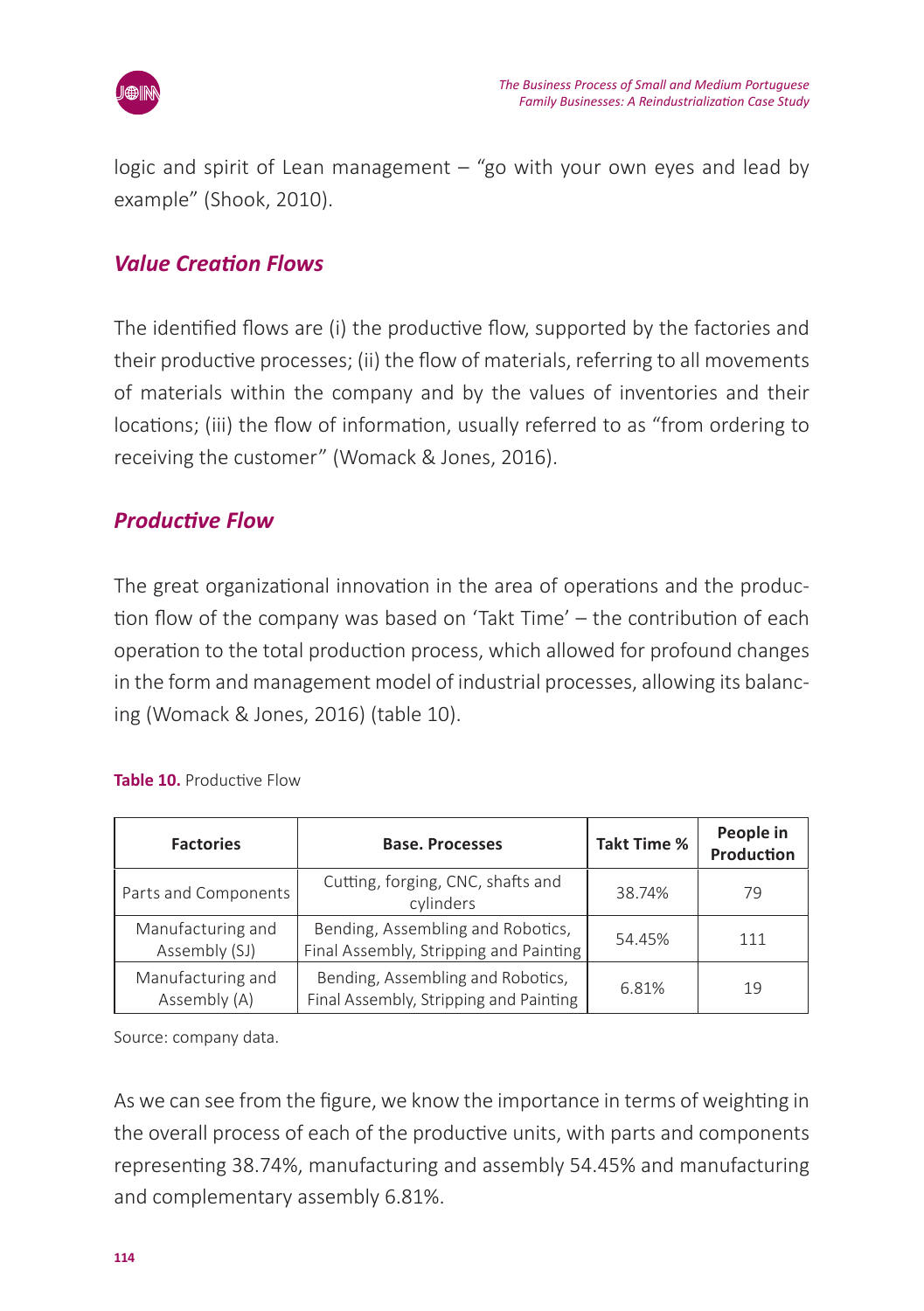logic and spirit of Lean management – "go with your own eyes and lead by example" (Shook, 2010).

### *Value Creation Flows*

The identified flows are (i) the productive flow, supported by the factories and their productive processes; (ii) the flow of materials, referring to all movements of materials within the company and by the values of inventories and their locations; (iii) the flow of information, usually referred to as "from ordering to receiving the customer" (Womack & Jones, 2016).

### *Productive Flow*

The great organizational innovation in the area of operations and the production flow of the company was based on 'Takt Time' – the contribution of each operation to the total production process, which allowed for profound changes in the form and management model of industrial processes, allowing its balancing (Womack & Jones, 2016) (table 10).

**Table 10.** Productive Flow

| Factories | Base. Processes | Takt Time % | People in Production |
|---|---|---|---|
| Parts and Components | Cutting, forging, CNC, shafts and cylinders | 38.74% | 79 |
| Manufacturing and Assembly (SJ) | Bending, Assembling and Robotics, Final Assembly, Stripping and Painting | 54.45% | 111 |
| Manufacturing and Assembly (A) | Bending, Assembling and Robotics, Final Assembly, Stripping and Painting | 6.81% | 19 |

Source: company data.

As we can see from the figure, we know the importance in terms of weighting in the overall process of each of the productive units, with parts and components representing 38.74%, manufacturing and assembly 54.45% and manufacturing and complementary assembly 6.81%.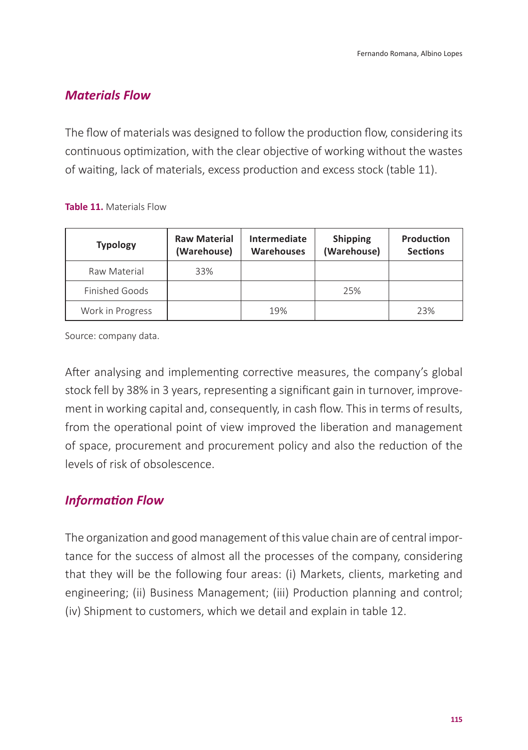### *Materials Flow*

The flow of materials was designed to follow the production flow, considering its continuous optimization, with the clear objective of working without the wastes of waiting, lack of materials, excess production and excess stock (table 11).

**Table 11.** Materials Flow

| Typology | Raw Material (Warehouse) | Intermediate Warehouses | Shipping (Warehouse) | Production Sections |
|---|---|---|---|---|
| Raw Material | 33% | | | |
| Finished Goods | | | 25% | |
| Work in Progress | | 19% | | 23% |

Source: company data.

After analysing and implementing corrective measures, the company's global stock fell by 38% in 3 years, representing a significant gain in turnover, improvement in working capital and, consequently, in cash flow. This in terms of results, from the operational point of view improved the liberation and management of space, procurement and procurement policy and also the reduction of the levels of risk of obsolescence.

### *Information Flow*

The organization and good management of this value chain are of central importance for the success of almost all the processes of the company, considering that they will be the following four areas: (i) Markets, clients, marketing and engineering; (ii) Business Management; (iii) Production planning and control; (iv) Shipment to customers, which we detail and explain in table 12.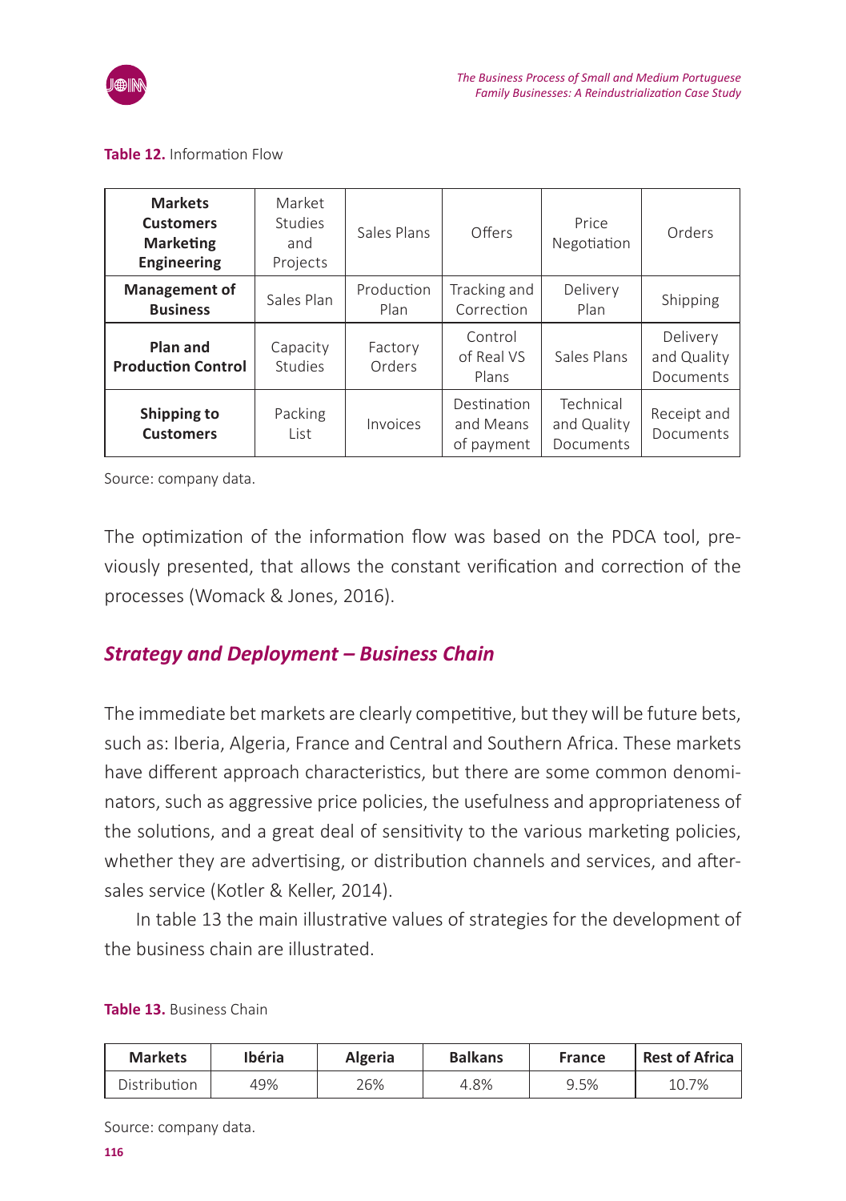**Table 12.** Information Flow

| **Markets Customers Marketing Engineering** | Market Studies and Projects | Sales Plans | Offers | Price Negotiation | Orders |
|---|---|---|---|---|---|
| **Management of Business** | Sales Plan | Production Plan | Tracking and Correction | Delivery Plan | Shipping |
| **Plan and Production Control** | Capacity Studies | Factory Orders | Control of Real VS Plans | Sales Plans | Delivery and Quality Documents |
| **Shipping to Customers** | Packing List | Invoices | Destination and Means of payment | Technical and Quality Documents | Receipt and Documents |

Source: company data.

The optimization of the information flow was based on the PDCA tool, previously presented, that allows the constant verification and correction of the processes (Womack & Jones, 2016).

## *Strategy and Deployment – Business Chain*

The immediate bet markets are clearly competitive, but they will be future bets, such as: Iberia, Algeria, France and Central and Southern Africa. These markets have different approach characteristics, but there are some common denominators, such as aggressive price policies, the usefulness and appropriateness of the solutions, and a great deal of sensitivity to the various marketing policies, whether they are advertising, or distribution channels and services, and after-sales service (Kotler & Keller, 2014).

In table 13 the main illustrative values of strategies for the development of the business chain are illustrated.

**Table 13.** Business Chain

| Markets | Ibéria | Algeria | Balkans | France | Rest of Africa |
|---|---|---|---|---|---|
| Distribution | 49% | 26% | 4.8% | 9.5% | 10.7% |

Source: company data.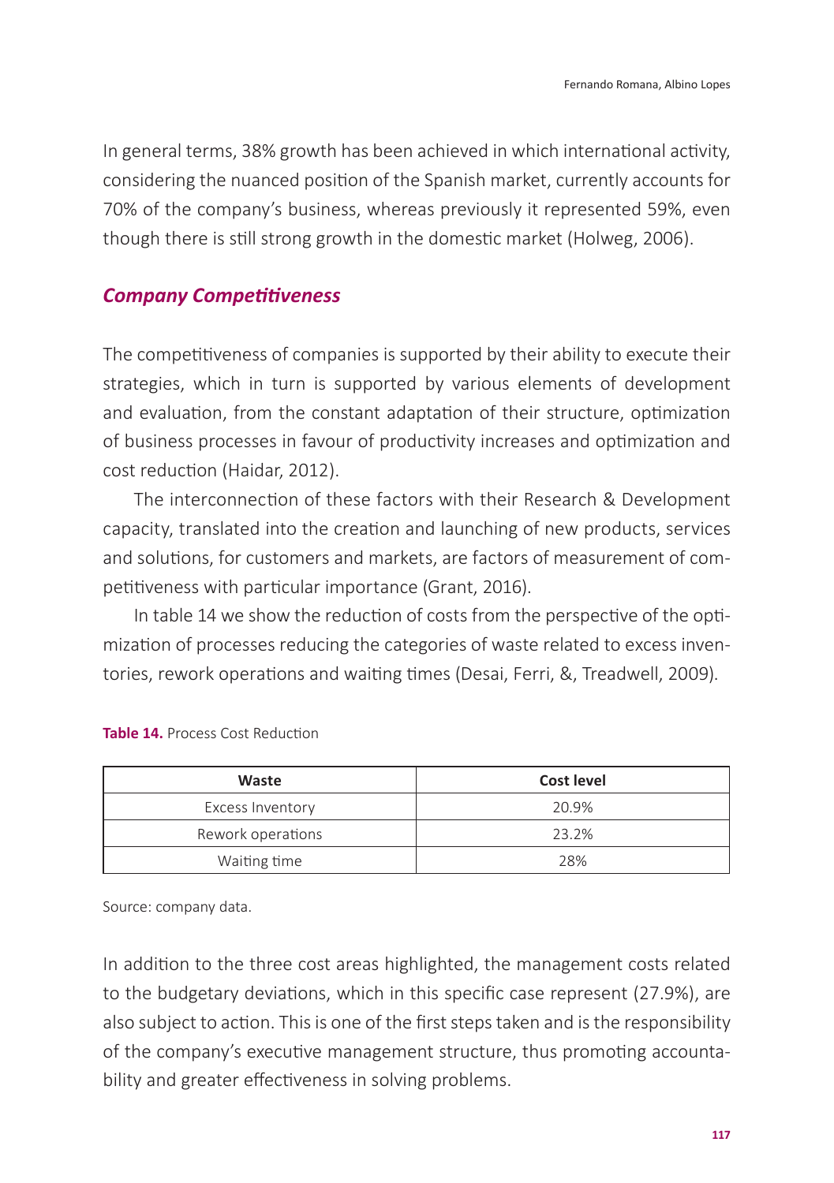In general terms, 38% growth has been achieved in which international activity, considering the nuanced position of the Spanish market, currently accounts for 70% of the company's business, whereas previously it represented 59%, even though there is still strong growth in the domestic market (Holweg, 2006).

## *Company Competitiveness*

The competitiveness of companies is supported by their ability to execute their strategies, which in turn is supported by various elements of development and evaluation, from the constant adaptation of their structure, optimization of business processes in favour of productivity increases and optimization and cost reduction (Haidar, 2012).

The interconnection of these factors with their Research & Development capacity, translated into the creation and launching of new products, services and solutions, for customers and markets, are factors of measurement of competitiveness with particular importance (Grant, 2016).

In table 14 we show the reduction of costs from the perspective of the optimization of processes reducing the categories of waste related to excess inventories, rework operations and waiting times (Desai, Ferri, &, Treadwell, 2009).

**Table 14.** Process Cost Reduction

| Waste | Cost level |
|---|---|
| Excess Inventory | 20.9% |
| Rework operations | 23.2% |
| Waiting time | 28% |

Source: company data.

In addition to the three cost areas highlighted, the management costs related to the budgetary deviations, which in this specific case represent (27.9%), are also subject to action. This is one of the first steps taken and is the responsibility of the company's executive management structure, thus promoting accountability and greater effectiveness in solving problems.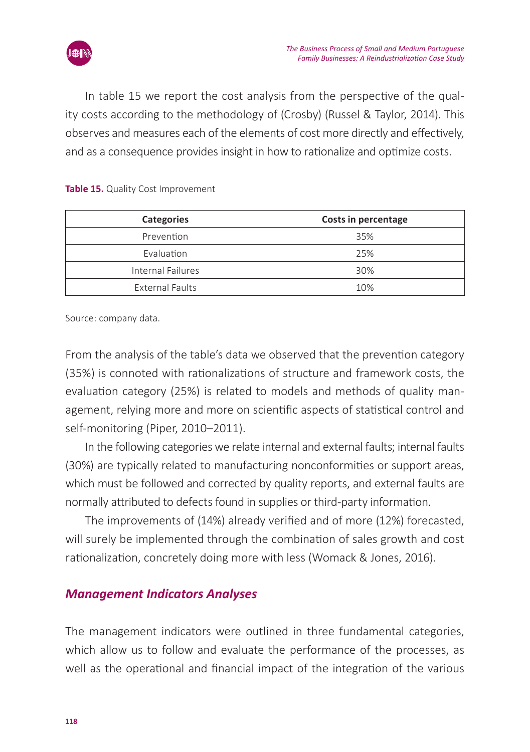In table 15 we report the cost analysis from the perspective of the quality costs according to the methodology of (Crosby) (Russel & Taylor, 2014). This observes and measures each of the elements of cost more directly and effectively, and as a consequence provides insight in how to rationalize and optimize costs.

**Table 15.** Quality Cost Improvement

| Categories | Costs in percentage |
|---|---|
| Prevention | 35% |
| Evaluation | 25% |
| Internal Failures | 30% |
| External Faults | 10% |

Source: company data.

From the analysis of the table's data we observed that the prevention category (35%) is connoted with rationalizations of structure and framework costs, the evaluation category (25%) is related to models and methods of quality management, relying more and more on scientific aspects of statistical control and self-monitoring (Piper, 2010–2011).

In the following categories we relate internal and external faults; internal faults (30%) are typically related to manufacturing nonconformities or support areas, which must be followed and corrected by quality reports, and external faults are normally attributed to defects found in supplies or third-party information.

The improvements of (14%) already verified and of more (12%) forecasted, will surely be implemented through the combination of sales growth and cost rationalization, concretely doing more with less (Womack & Jones, 2016).

## *Management Indicators Analyses*

The management indicators were outlined in three fundamental categories, which allow us to follow and evaluate the performance of the processes, as well as the operational and financial impact of the integration of the various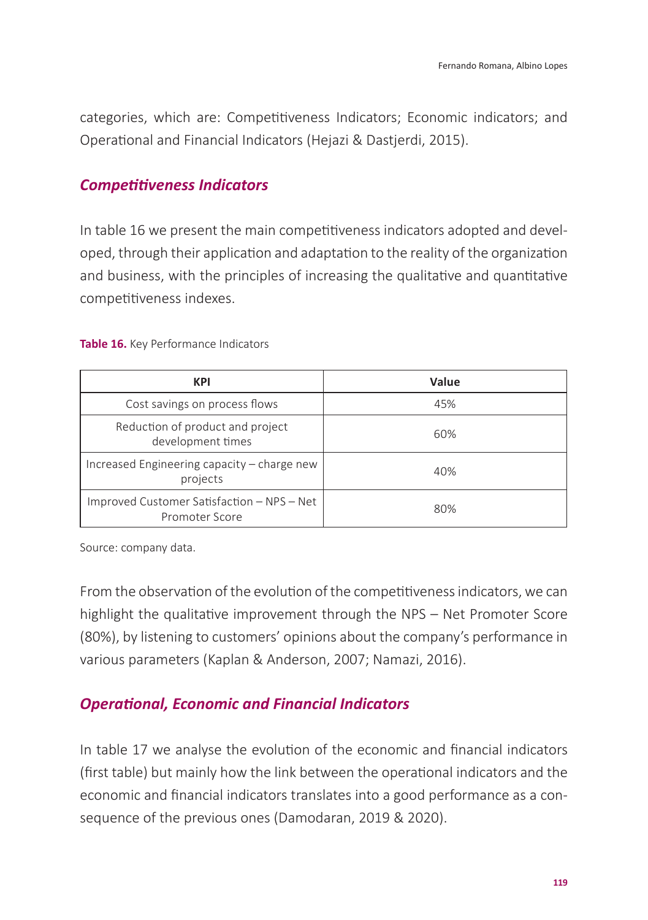categories, which are: Competitiveness Indicators; Economic indicators; and Operational and Financial Indicators (Hejazi & Dastjerdi, 2015).

## *Competitiveness Indicators*

In table 16 we present the main competitiveness indicators adopted and developed, through their application and adaptation to the reality of the organization and business, with the principles of increasing the qualitative and quantitative competitiveness indexes.

**Table 16.** Key Performance Indicators

| KPI | Value |
|---|---|
| Cost savings on process flows | 45% |
| Reduction of product and project development times | 60% |
| Increased Engineering capacity – charge new projects | 40% |
| Improved Customer Satisfaction – NPS – Net Promoter Score | 80% |

Source: company data.

From the observation of the evolution of the competitiveness indicators, we can highlight the qualitative improvement through the NPS – Net Promoter Score (80%), by listening to customers' opinions about the company's performance in various parameters (Kaplan & Anderson, 2007; Namazi, 2016).

## *Operational, Economic and Financial Indicators*

In table 17 we analyse the evolution of the economic and financial indicators (first table) but mainly how the link between the operational indicators and the economic and financial indicators translates into a good performance as a consequence of the previous ones (Damodaran, 2019 & 2020).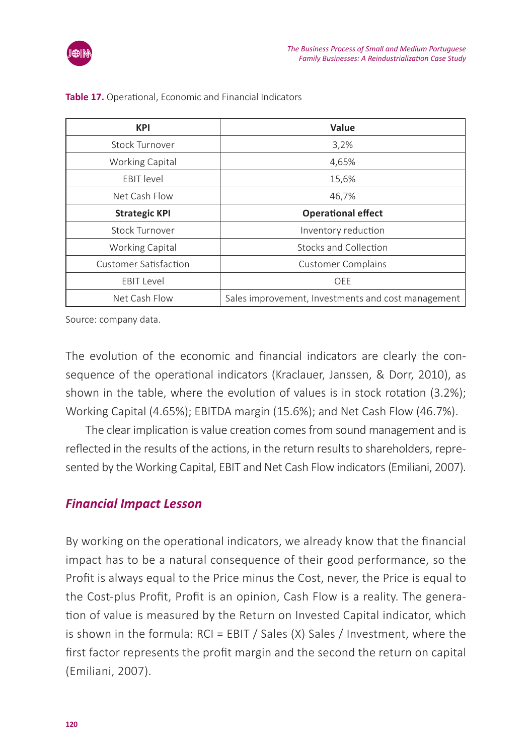**Table 17.** Operational, Economic and Financial Indicators

| KPI | Value |
|---|---|
| Stock Turnover | 3,2% |
| Working Capital | 4,65% |
| EBIT level | 15,6% |
| Net Cash Flow | 46,7% |
| **Strategic KPI** | **Operational effect** |
| Stock Turnover | Inventory reduction |
| Working Capital | Stocks and Collection |
| Customer Satisfaction | Customer Complains |
| EBIT Level | OEE |
| Net Cash Flow | Sales improvement, Investments and cost management |

Source: company data.

The evolution of the economic and financial indicators are clearly the consequence of the operational indicators (Kraclauer, Janssen, & Dorr, 2010), as shown in the table, where the evolution of values is in stock rotation (3.2%); Working Capital (4.65%); EBITDA margin (15.6%); and Net Cash Flow (46.7%).

The clear implication is value creation comes from sound management and is reflected in the results of the actions, in the return results to shareholders, represented by the Working Capital, EBIT and Net Cash Flow indicators (Emiliani, 2007).

## *Financial Impact Lesson*

By working on the operational indicators, we already know that the financial impact has to be a natural consequence of their good performance, so the Profit is always equal to the Price minus the Cost, never, the Price is equal to the Cost-plus Profit, Profit is an opinion, Cash Flow is a reality. The generation of value is measured by the Return on Invested Capital indicator, which is shown in the formula: RCI = EBIT / Sales (X) Sales / Investment, where the first factor represents the profit margin and the second the return on capital (Emiliani, 2007).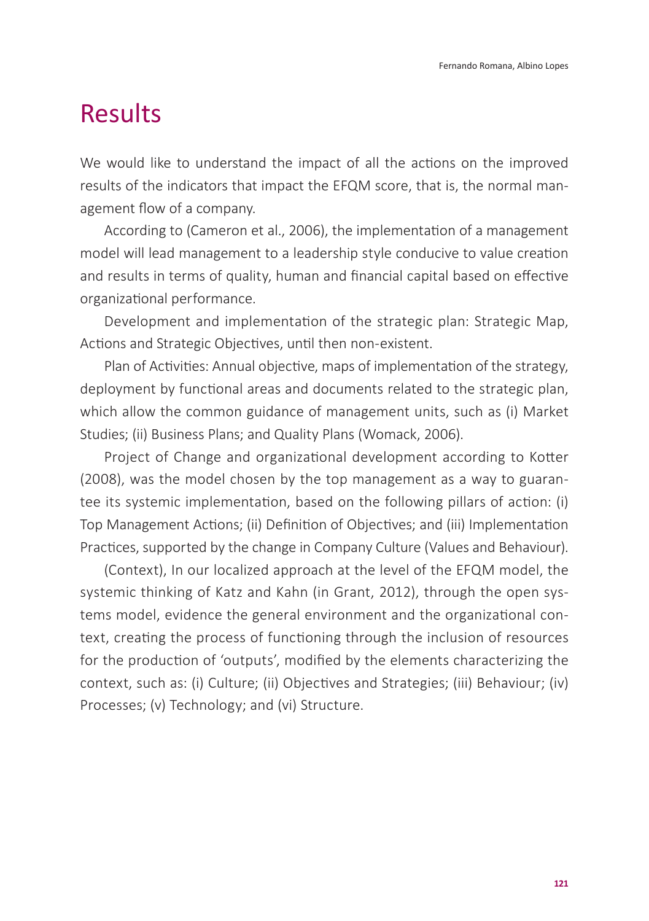# Results

We would like to understand the impact of all the actions on the improved results of the indicators that impact the EFQM score, that is, the normal management flow of a company.

According to (Cameron et al., 2006), the implementation of a management model will lead management to a leadership style conducive to value creation and results in terms of quality, human and financial capital based on effective organizational performance.

Development and implementation of the strategic plan: Strategic Map, Actions and Strategic Objectives, until then non-existent.

Plan of Activities: Annual objective, maps of implementation of the strategy, deployment by functional areas and documents related to the strategic plan, which allow the common guidance of management units, such as (i) Market Studies; (ii) Business Plans; and Quality Plans (Womack, 2006).

Project of Change and organizational development according to Kotter (2008), was the model chosen by the top management as a way to guarantee its systemic implementation, based on the following pillars of action: (i) Top Management Actions; (ii) Definition of Objectives; and (iii) Implementation Practices, supported by the change in Company Culture (Values and Behaviour).

(Context), In our localized approach at the level of the EFQM model, the systemic thinking of Katz and Kahn (in Grant, 2012), through the open systems model, evidence the general environment and the organizational context, creating the process of functioning through the inclusion of resources for the production of 'outputs', modified by the elements characterizing the context, such as: (i) Culture; (ii) Objectives and Strategies; (iii) Behaviour; (iv) Processes; (v) Technology; and (vi) Structure.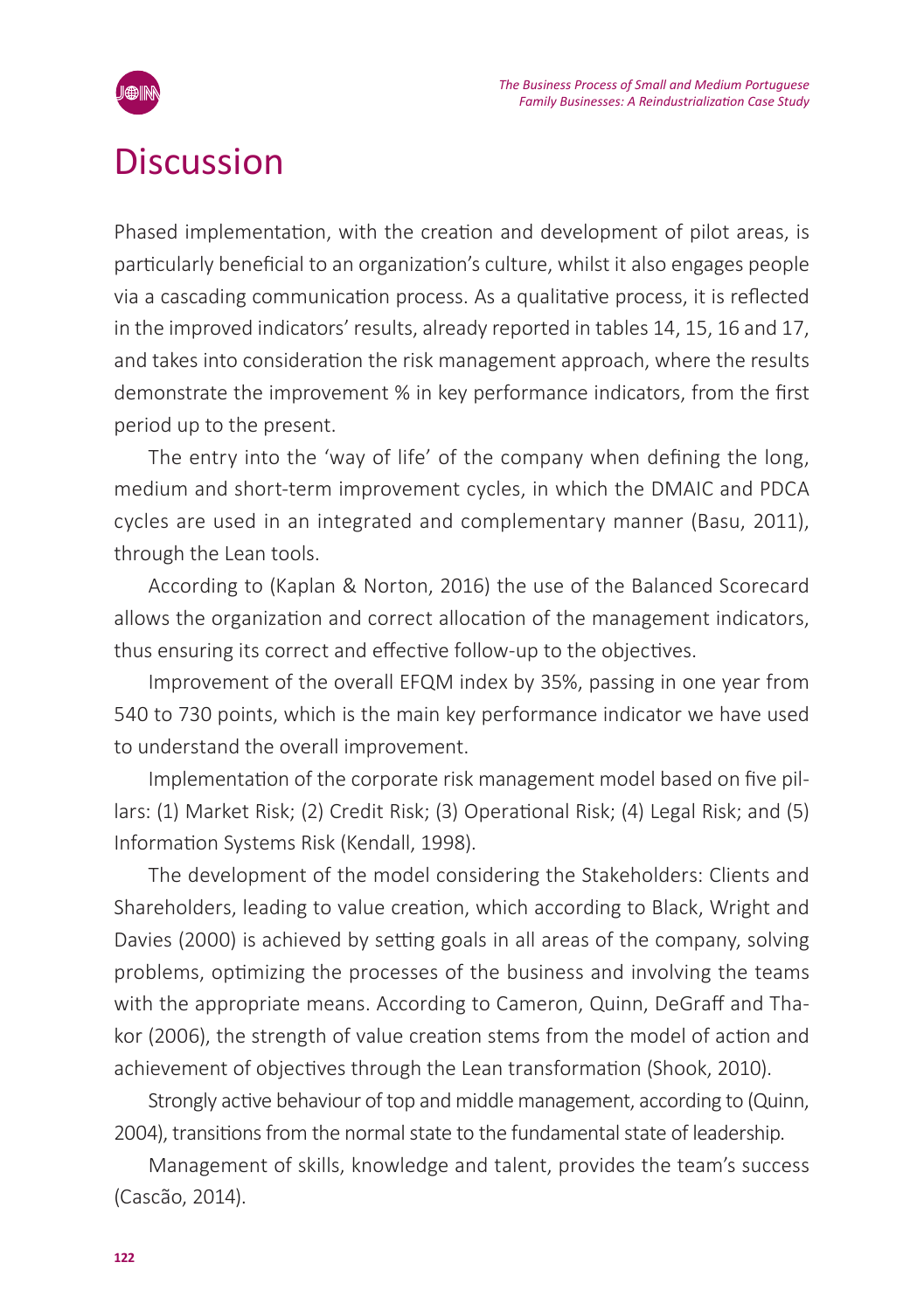# Discussion

Phased implementation, with the creation and development of pilot areas, is particularly beneficial to an organization's culture, whilst it also engages people via a cascading communication process. As a qualitative process, it is reflected in the improved indicators' results, already reported in tables 14, 15, 16 and 17, and takes into consideration the risk management approach, where the results demonstrate the improvement % in key performance indicators, from the first period up to the present.

The entry into the 'way of life' of the company when defining the long, medium and short-term improvement cycles, in which the DMAIC and PDCA cycles are used in an integrated and complementary manner (Basu, 2011), through the Lean tools.

According to (Kaplan & Norton, 2016) the use of the Balanced Scorecard allows the organization and correct allocation of the management indicators, thus ensuring its correct and effective follow-up to the objectives.

Improvement of the overall EFQM index by 35%, passing in one year from 540 to 730 points, which is the main key performance indicator we have used to understand the overall improvement.

Implementation of the corporate risk management model based on five pillars: (1) Market Risk; (2) Credit Risk; (3) Operational Risk; (4) Legal Risk; and (5) Information Systems Risk (Kendall, 1998).

The development of the model considering the Stakeholders: Clients and Shareholders, leading to value creation, which according to Black, Wright and Davies (2000) is achieved by setting goals in all areas of the company, solving problems, optimizing the processes of the business and involving the teams with the appropriate means. According to Cameron, Quinn, DeGraff and Thakor (2006), the strength of value creation stems from the model of action and achievement of objectives through the Lean transformation (Shook, 2010).

Strongly active behaviour of top and middle management, according to (Quinn, 2004), transitions from the normal state to the fundamental state of leadership.

Management of skills, knowledge and talent, provides the team's success (Cascão, 2014).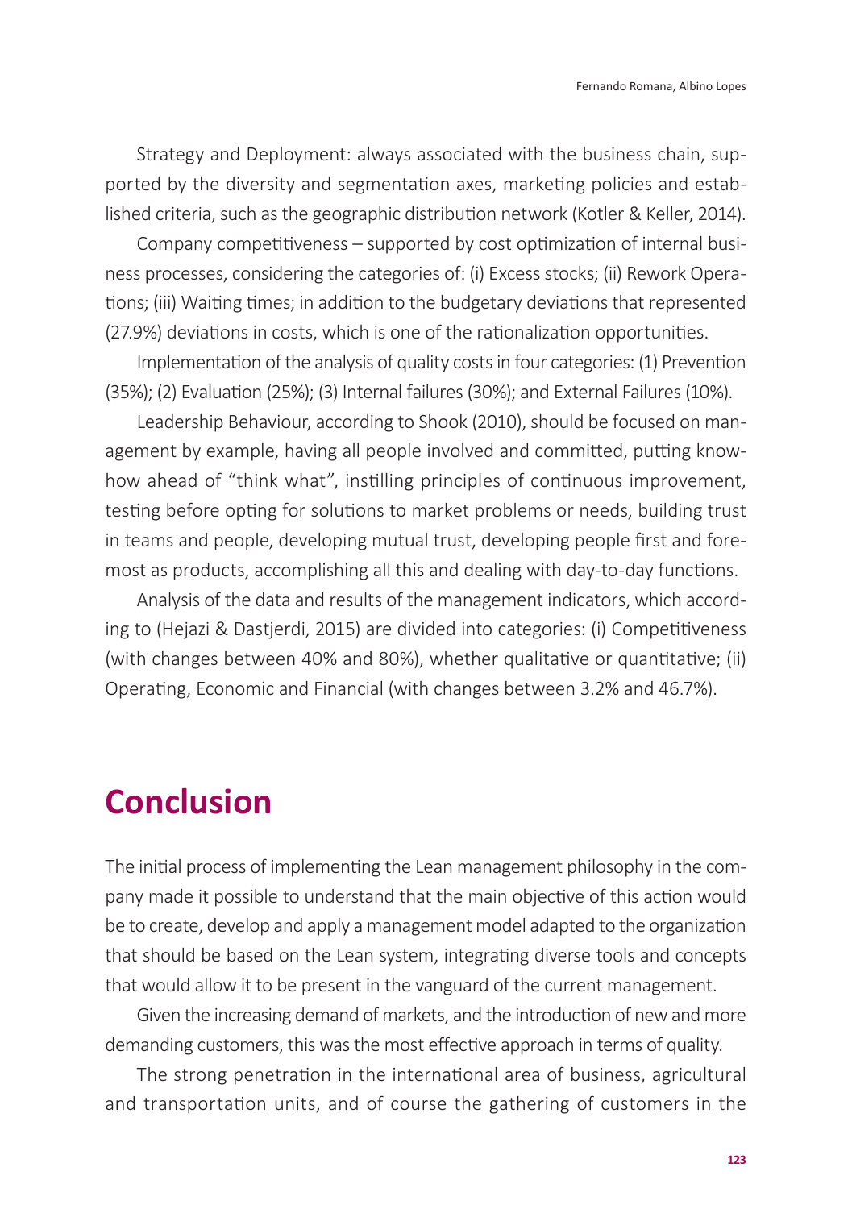Strategy and Deployment: always associated with the business chain, supported by the diversity and segmentation axes, marketing policies and established criteria, such as the geographic distribution network (Kotler & Keller, 2014).

Company competitiveness – supported by cost optimization of internal business processes, considering the categories of: (i) Excess stocks; (ii) Rework Operations; (iii) Waiting times; in addition to the budgetary deviations that represented (27.9%) deviations in costs, which is one of the rationalization opportunities.

Implementation of the analysis of quality costs in four categories: (1) Prevention (35%); (2) Evaluation (25%); (3) Internal failures (30%); and External Failures (10%).

Leadership Behaviour, according to Shook (2010), should be focused on management by example, having all people involved and committed, putting know-how ahead of "think what", instilling principles of continuous improvement, testing before opting for solutions to market problems or needs, building trust in teams and people, developing mutual trust, developing people first and foremost as products, accomplishing all this and dealing with day-to-day functions.

Analysis of the data and results of the management indicators, which according to (Hejazi & Dastjerdi, 2015) are divided into categories: (i) Competitiveness (with changes between 40% and 80%), whether qualitative or quantitative; (ii) Operating, Economic and Financial (with changes between 3.2% and 46.7%).

# Conclusion

The initial process of implementing the Lean management philosophy in the company made it possible to understand that the main objective of this action would be to create, develop and apply a management model adapted to the organization that should be based on the Lean system, integrating diverse tools and concepts that would allow it to be present in the vanguard of the current management.

Given the increasing demand of markets, and the introduction of new and more demanding customers, this was the most effective approach in terms of quality.

The strong penetration in the international area of business, agricultural and transportation units, and of course the gathering of customers in the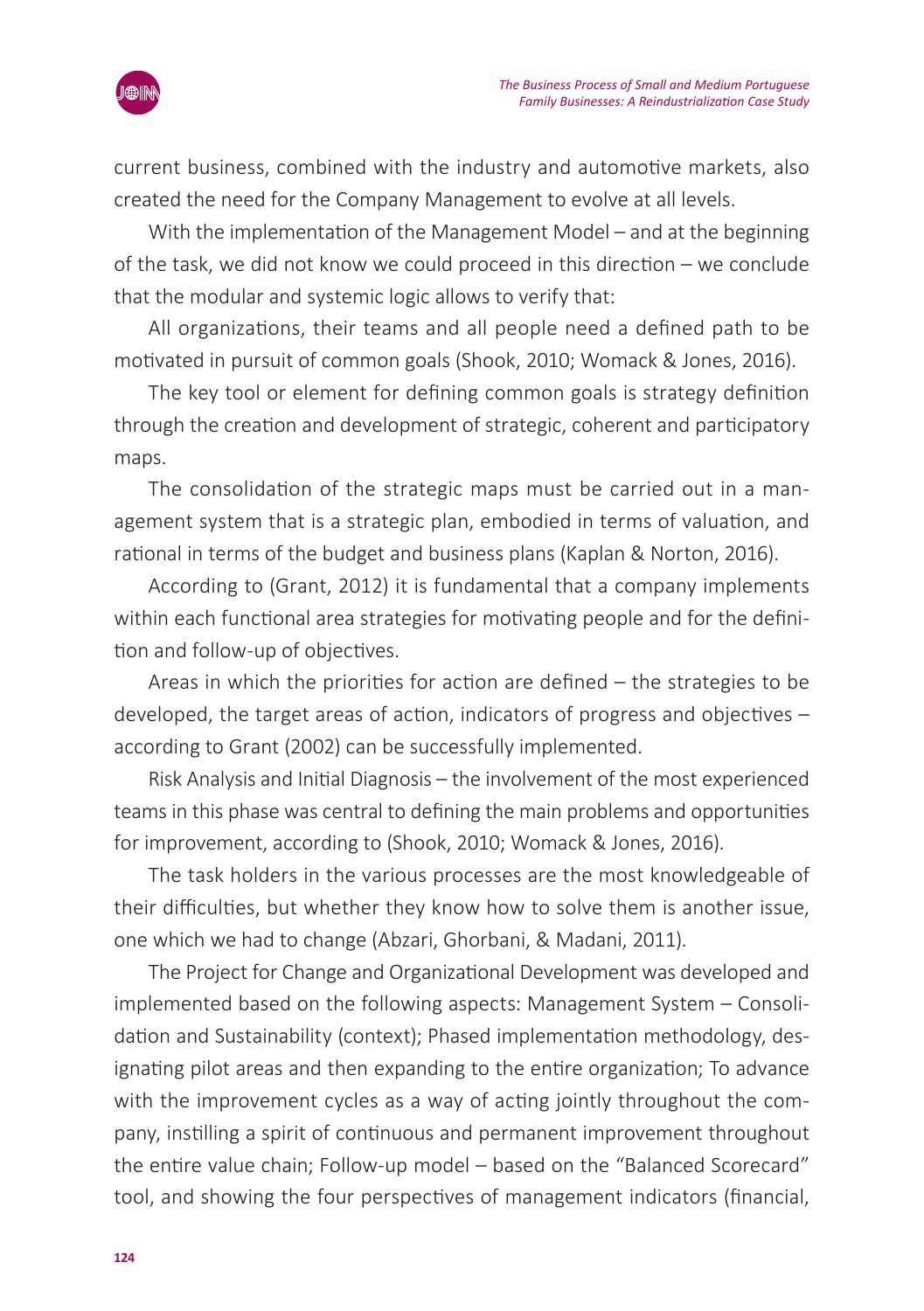current business, combined with the industry and automotive markets, also created the need for the Company Management to evolve at all levels.

With the implementation of the Management Model – and at the beginning of the task, we did not know we could proceed in this direction – we conclude that the modular and systemic logic allows to verify that:

All organizations, their teams and all people need a defined path to be motivated in pursuit of common goals (Shook, 2010; Womack & Jones, 2016).

The key tool or element for defining common goals is strategy definition through the creation and development of strategic, coherent and participatory maps.

The consolidation of the strategic maps must be carried out in a management system that is a strategic plan, embodied in terms of valuation, and rational in terms of the budget and business plans (Kaplan & Norton, 2016).

According to (Grant, 2012) it is fundamental that a company implements within each functional area strategies for motivating people and for the definition and follow-up of objectives.

Areas in which the priorities for action are defined – the strategies to be developed, the target areas of action, indicators of progress and objectives – according to Grant (2002) can be successfully implemented.

Risk Analysis and Initial Diagnosis – the involvement of the most experienced teams in this phase was central to defining the main problems and opportunities for improvement, according to (Shook, 2010; Womack & Jones, 2016).

The task holders in the various processes are the most knowledgeable of their difficulties, but whether they know how to solve them is another issue, one which we had to change (Abzari, Ghorbani, & Madani, 2011).

The Project for Change and Organizational Development was developed and implemented based on the following aspects: Management System – Consolidation and Sustainability (context); Phased implementation methodology, designating pilot areas and then expanding to the entire organization; To advance with the improvement cycles as a way of acting jointly throughout the company, instilling a spirit of continuous and permanent improvement throughout the entire value chain; Follow-up model – based on the "Balanced Scorecard" tool, and showing the four perspectives of management indicators (financial,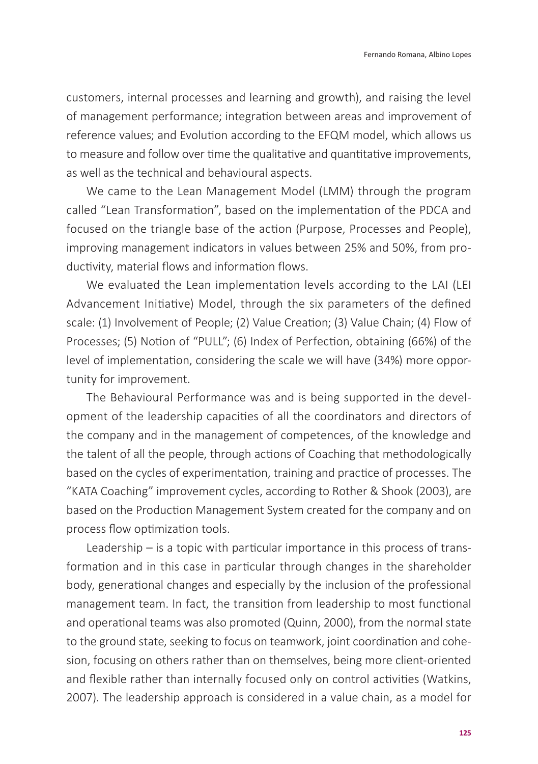customers, internal processes and learning and growth), and raising the level of management performance; integration between areas and improvement of reference values; and Evolution according to the EFQM model, which allows us to measure and follow over time the qualitative and quantitative improvements, as well as the technical and behavioural aspects.

We came to the Lean Management Model (LMM) through the program called "Lean Transformation", based on the implementation of the PDCA and focused on the triangle base of the action (Purpose, Processes and People), improving management indicators in values between 25% and 50%, from productivity, material flows and information flows.

We evaluated the Lean implementation levels according to the LAI (LEI Advancement Initiative) Model, through the six parameters of the defined scale: (1) Involvement of People; (2) Value Creation; (3) Value Chain; (4) Flow of Processes; (5) Notion of "PULL"; (6) Index of Perfection, obtaining (66%) of the level of implementation, considering the scale we will have (34%) more opportunity for improvement.

The Behavioural Performance was and is being supported in the development of the leadership capacities of all the coordinators and directors of the company and in the management of competences, of the knowledge and the talent of all the people, through actions of Coaching that methodologically based on the cycles of experimentation, training and practice of processes. The "KATA Coaching" improvement cycles, according to Rother & Shook (2003), are based on the Production Management System created for the company and on process flow optimization tools.

Leadership – is a topic with particular importance in this process of transformation and in this case in particular through changes in the shareholder body, generational changes and especially by the inclusion of the professional management team. In fact, the transition from leadership to most functional and operational teams was also promoted (Quinn, 2000), from the normal state to the ground state, seeking to focus on teamwork, joint coordination and cohesion, focusing on others rather than on themselves, being more client-oriented and flexible rather than internally focused only on control activities (Watkins, 2007). The leadership approach is considered in a value chain, as a model for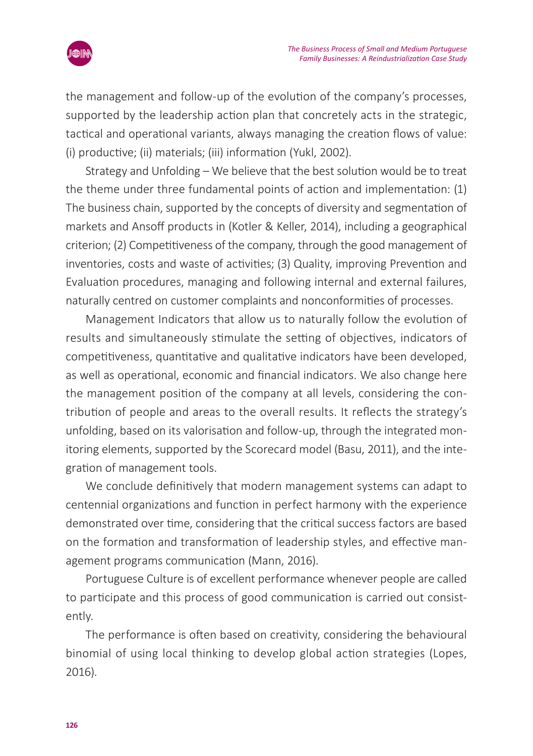the management and follow-up of the evolution of the company's processes, supported by the leadership action plan that concretely acts in the strategic, tactical and operational variants, always managing the creation flows of value: (i) productive; (ii) materials; (iii) information (Yukl, 2002).

Strategy and Unfolding – We believe that the best solution would be to treat the theme under three fundamental points of action and implementation: (1) The business chain, supported by the concepts of diversity and segmentation of markets and Ansoff products in (Kotler & Keller, 2014), including a geographical criterion; (2) Competitiveness of the company, through the good management of inventories, costs and waste of activities; (3) Quality, improving Prevention and Evaluation procedures, managing and following internal and external failures, naturally centred on customer complaints and nonconformities of processes.

Management Indicators that allow us to naturally follow the evolution of results and simultaneously stimulate the setting of objectives, indicators of competitiveness, quantitative and qualitative indicators have been developed, as well as operational, economic and financial indicators. We also change here the management position of the company at all levels, considering the contribution of people and areas to the overall results. It reflects the strategy's unfolding, based on its valorisation and follow-up, through the integrated monitoring elements, supported by the Scorecard model (Basu, 2011), and the integration of management tools.

We conclude definitively that modern management systems can adapt to centennial organizations and function in perfect harmony with the experience demonstrated over time, considering that the critical success factors are based on the formation and transformation of leadership styles, and effective management programs communication (Mann, 2016).

Portuguese Culture is of excellent performance whenever people are called to participate and this process of good communication is carried out consistently.

The performance is often based on creativity, considering the behavioural binomial of using local thinking to develop global action strategies (Lopes, 2016).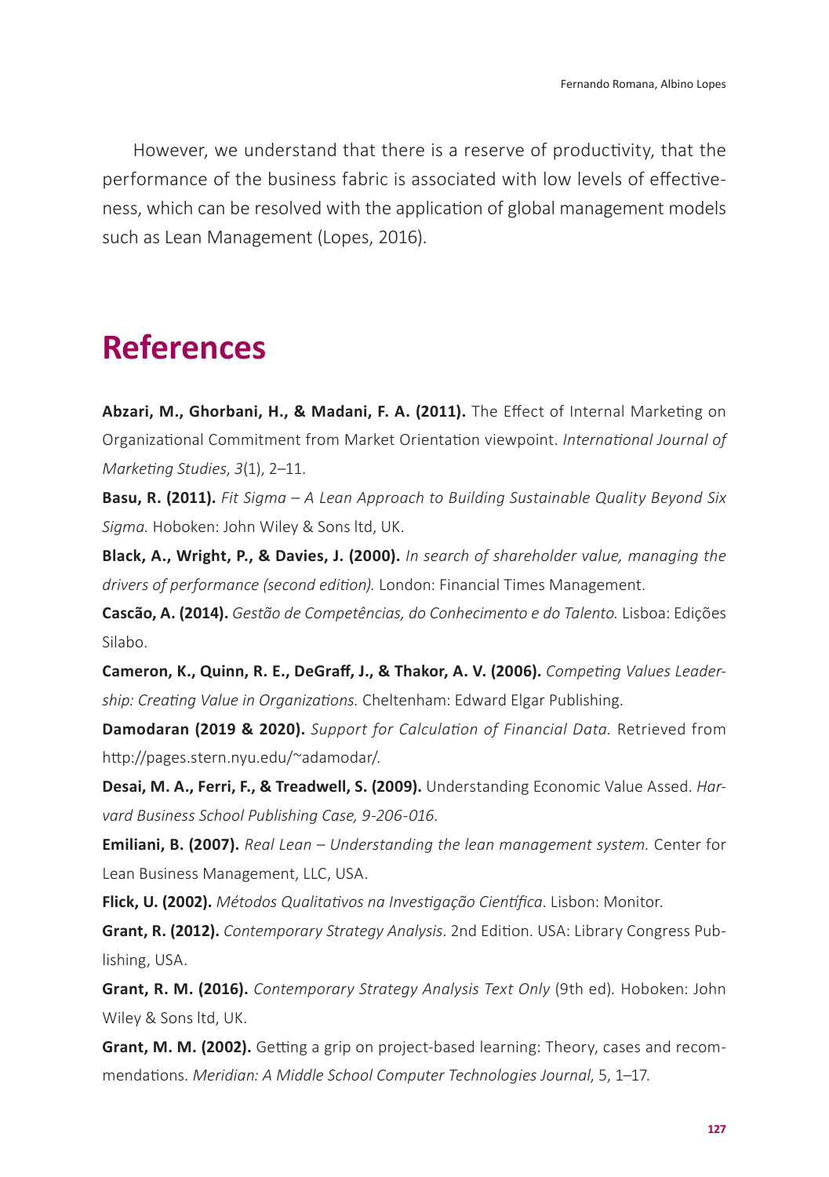However, we understand that there is a reserve of productivity, that the performance of the business fabric is associated with low levels of effectiveness, which can be resolved with the application of global management models such as Lean Management (Lopes, 2016).

# References

**Abzari, M., Ghorbani, H., & Madani, F. A. (2011).** The Effect of Internal Marketing on Organizational Commitment from Market Orientation viewpoint. *International Journal of Marketing Studies*, *3*(1), 2–11.

**Basu, R. (2011).** *Fit Sigma – A Lean Approach to Building Sustainable Quality Beyond Six Sigma.* Hoboken: John Wiley & Sons ltd, UK.

**Black, A., Wright, P., & Davies, J. (2000).** *In search of shareholder value, managing the drivers of performance (second edition).* London: Financial Times Management.

**Cascão, A. (2014).** *Gestão de Competências, do Conhecimento e do Talento.* Lisboa: Edições Silabo.

**Cameron, K., Quinn, R. E., DeGraff, J., & Thakor, A. V. (2006).** *Competing Values Leadership: Creating Value in Organizations.* Cheltenham: Edward Elgar Publishing.

**Damodaran (2019 & 2020).** *Support for Calculation of Financial Data.* Retrieved from http://pages.stern.nyu.edu/~adamodar/.

**Desai, M. A., Ferri, F., & Treadwell, S. (2009).** Understanding Economic Value Assed. *Harvard Business School Publishing Case, 9-206-016.*

**Emiliani, B. (2007).** *Real Lean – Understanding the lean management system.* Center for Lean Business Management, LLC, USA.

**Flick, U. (2002).** *Métodos Qualitativos na Investigação Científica*. Lisbon: Monitor.

**Grant, R. (2012).** *Contemporary Strategy Analysis*. 2nd Edition. USA: Library Congress Publishing, USA.

**Grant, R. M. (2016).** *Contemporary Strategy Analysis Text Only* (9th ed). Hoboken: John Wiley & Sons ltd, UK.

**Grant, M. M. (2002).** Getting a grip on project-based learning: Theory, cases and recommendations. *Meridian: A Middle School Computer Technologies Journal*, 5, 1–17.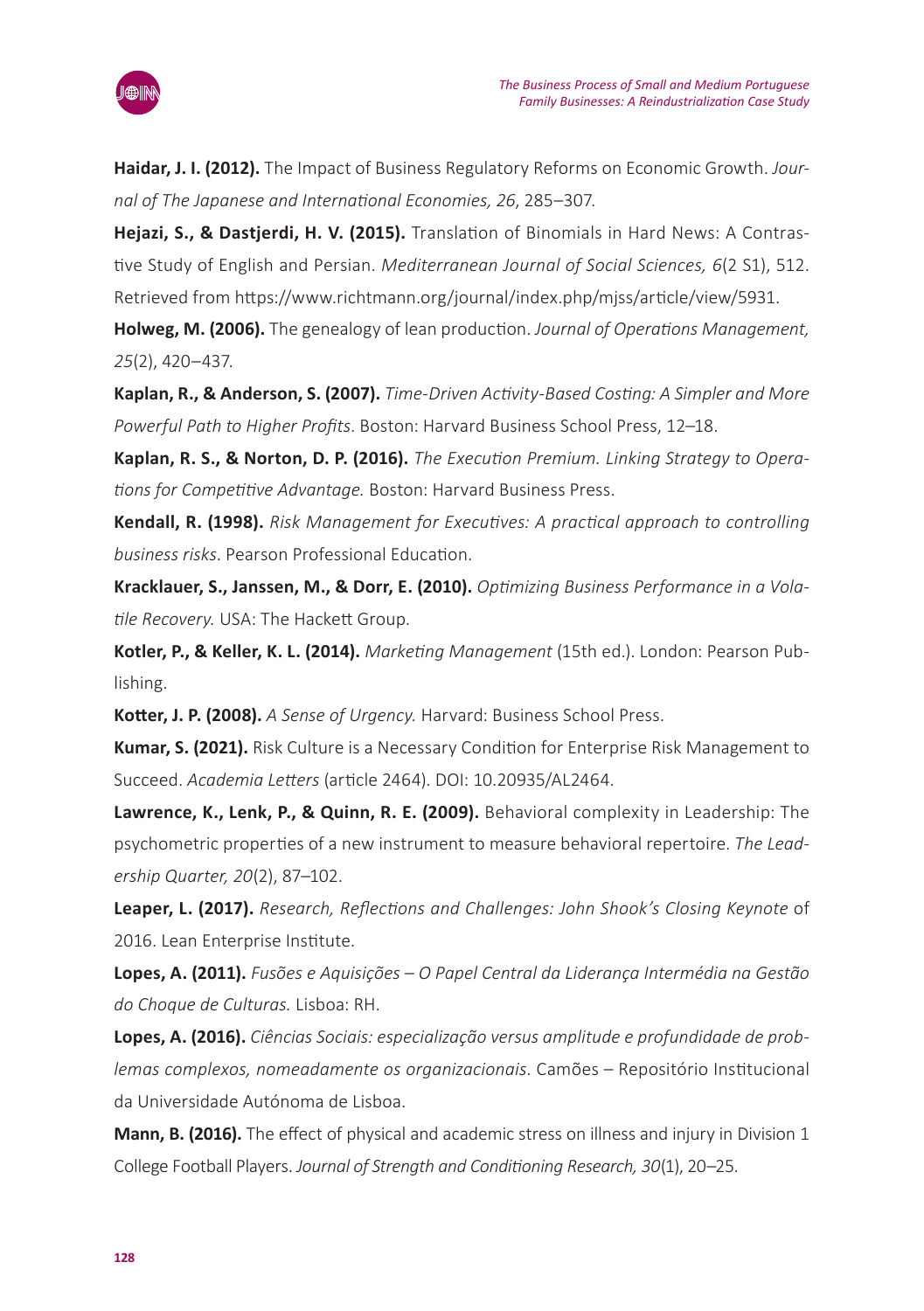**Haidar, J. I. (2012).** The Impact of Business Regulatory Reforms on Economic Growth. *Journal of The Japanese and International Economies, 26*, 285–307.

**Hejazi, S., & Dastjerdi, H. V. (2015).** Translation of Binomials in Hard News: A Contrastive Study of English and Persian. *Mediterranean Journal of Social Sciences, 6*(2 S1), 512. Retrieved from https://www.richtmann.org/journal/index.php/mjss/article/view/5931.

**Holweg, M. (2006).** The genealogy of lean production. *Journal of Operations Management, 25*(2), 420–437.

**Kaplan, R., & Anderson, S. (2007).** *Time-Driven Activity-Based Costing: A Simpler and More Powerful Path to Higher Profits*. Boston: Harvard Business School Press, 12–18.

**Kaplan, R. S., & Norton, D. P. (2016).** *The Execution Premium. Linking Strategy to Operations for Competitive Advantage.* Boston: Harvard Business Press.

**Kendall, R. (1998).** *Risk Management for Executives: A practical approach to controlling business risks*. Pearson Professional Education.

**Kracklauer, S., Janssen, M., & Dorr, E. (2010).** *Optimizing Business Performance in a Volatile Recovery.* USA: The Hackett Group.

**Kotler, P., & Keller, K. L. (2014).** *Marketing Management* (15th ed.). London: Pearson Publishing.

**Kotter, J. P. (2008).** *A Sense of Urgency.* Harvard: Business School Press.

**Kumar, S. (2021).** Risk Culture is a Necessary Condition for Enterprise Risk Management to Succeed. *Academia Letters* (article 2464). DOI: 10.20935/AL2464.

**Lawrence, K., Lenk, P., & Quinn, R. E. (2009).** Behavioral complexity in Leadership: The psychometric properties of a new instrument to measure behavioral repertoire. *The Leadership Quarter, 20*(2), 87–102.

**Leaper, L. (2017).** *Research, Reflections and Challenges: John Shook's Closing Keynote* of 2016. Lean Enterprise Institute.

**Lopes, A. (2011).** *Fusões e Aquisições – O Papel Central da Liderança Intermédia na Gestão do Choque de Culturas.* Lisboa: RH.

**Lopes, A. (2016).** *Ciências Sociais: especialização versus amplitude e profundidade de problemas complexos, nomeadamente os organizacionais.* Camões – Repositório Institucional da Universidade Autónoma de Lisboa.

**Mann, B. (2016).** The effect of physical and academic stress on illness and injury in Division 1 College Football Players. *Journal of Strength and Conditioning Research, 30*(1), 20–25.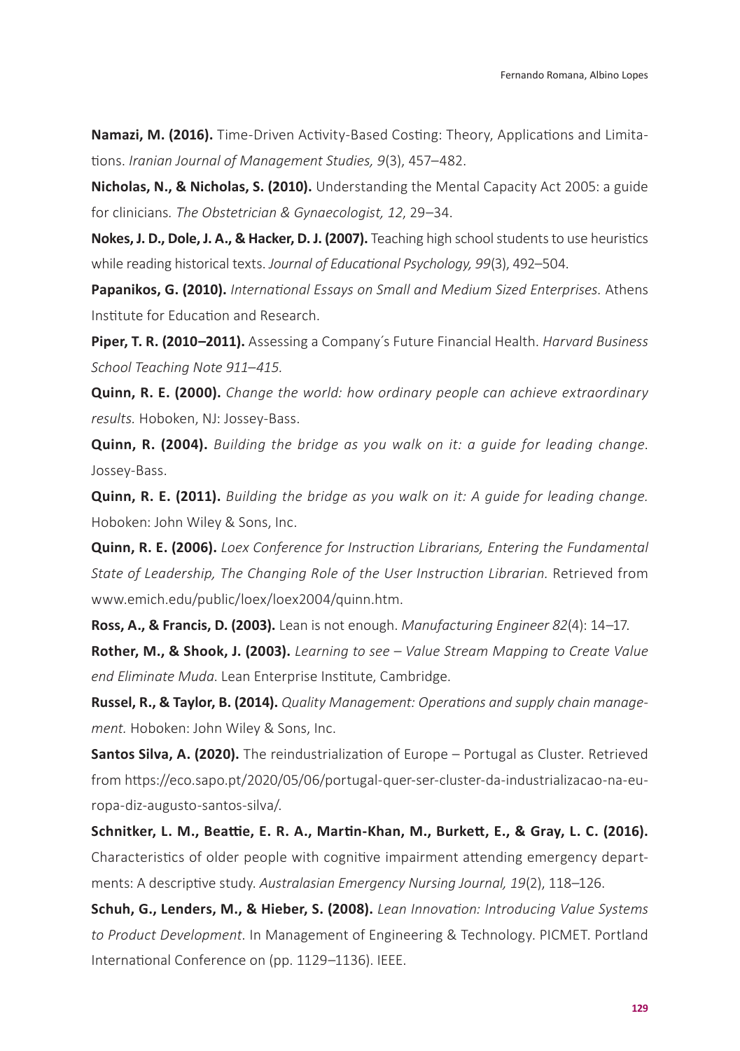**Namazi, M. (2016).** Time-Driven Activity-Based Costing: Theory, Applications and Limitations. *Iranian Journal of Management Studies, 9*(3), 457–482.

**Nicholas, N., & Nicholas, S. (2010).** Understanding the Mental Capacity Act 2005: a guide for clinicians*. The Obstetrician & Gynaecologist, 12*, 29–34.

**Nokes, J. D., Dole, J. A., & Hacker, D. J. (2007).** Teaching high school students to use heuristics while reading historical texts. *Journal of Educational Psychology, 99*(3), 492–504.

**Papanikos, G. (2010).** *International Essays on Small and Medium Sized Enterprises.* Athens Institute for Education and Research.

**Piper, T. R. (2010–2011).** Assessing a Company´s Future Financial Health. *Harvard Business School Teaching Note 911–415.*

**Quinn, R. E. (2000).** *Change the world: how ordinary people can achieve extraordinary results.* Hoboken, NJ: Jossey-Bass.

**Quinn, R. (2004).** *Building the bridge as you walk on it: a guide for leading change*. Jossey-Bass.

**Quinn, R. E. (2011).** *Building the bridge as you walk on it: A guide for leading change.* Hoboken: John Wiley & Sons, Inc.

**Quinn, R. E. (2006).** *Loex Conference for Instruction Librarians, Entering the Fundamental State of Leadership, The Changing Role of the User Instruction Librarian.* Retrieved from www.emich.edu/public/loex/loex2004/quinn.htm.

**Ross, A., & Francis, D. (2003).** Lean is not enough. *Manufacturing Engineer 82*(4): 14–17.

**Rother, M., & Shook, J. (2003).** *Learning to see – Value Stream Mapping to Create Value end Eliminate Muda*. Lean Enterprise Institute, Cambridge.

**Russel, R., & Taylor, B. (2014).** *Quality Management: Operations and supply chain management.* Hoboken: John Wiley & Sons, Inc.

**Santos Silva, A. (2020).** The reindustrialization of Europe – Portugal as Cluster. Retrieved from https://eco.sapo.pt/2020/05/06/portugal-quer-ser-cluster-da-industrializacao-na-europa-diz-augusto-santos-silva/.

**Schnitker, L. M., Beattie, E. R. A., Martin-Khan, M., Burkett, E., & Gray, L. C. (2016).** Characteristics of older people with cognitive impairment attending emergency departments: A descriptive study. *Australasian Emergency Nursing Journal, 19*(2), 118–126.

**Schuh, G., Lenders, M., & Hieber, S. (2008).** *Lean Innovation: Introducing Value Systems to Product Development*. In Management of Engineering & Technology. PICMET. Portland International Conference on (pp. 1129–1136). IEEE.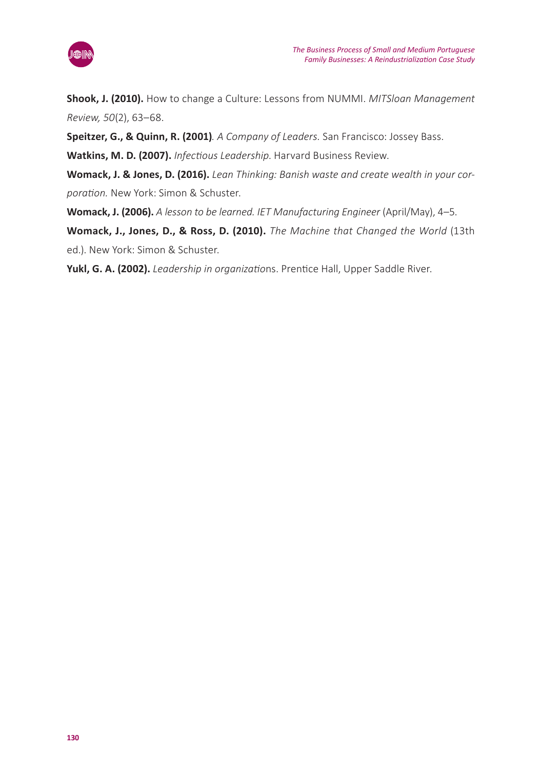**Shook, J. (2010).** How to change a Culture: Lessons from NUMMI. *MITSloan Management Review, 50*(2), 63–68.

**Speitzer, G., & Quinn, R. (2001)**. *A Company of Leaders.* San Francisco: Jossey Bass.

**Watkins, M. D. (2007).** *Infectious Leadership.* Harvard Business Review.

**Womack, J. & Jones, D. (2016).** *Lean Thinking: Banish waste and create wealth in your corporation.* New York: Simon & Schuster.

**Womack, J. (2006).** *A lesson to be learned. IET Manufacturing Engineer* (April/May), 4–5.

**Womack, J., Jones, D., & Ross, D. (2010).** *The Machine that Changed the World* (13th ed.). New York: Simon & Schuster.

**Yukl, G. A. (2002).** *Leadership in organizatio*ns. Prentice Hall, Upper Saddle River.